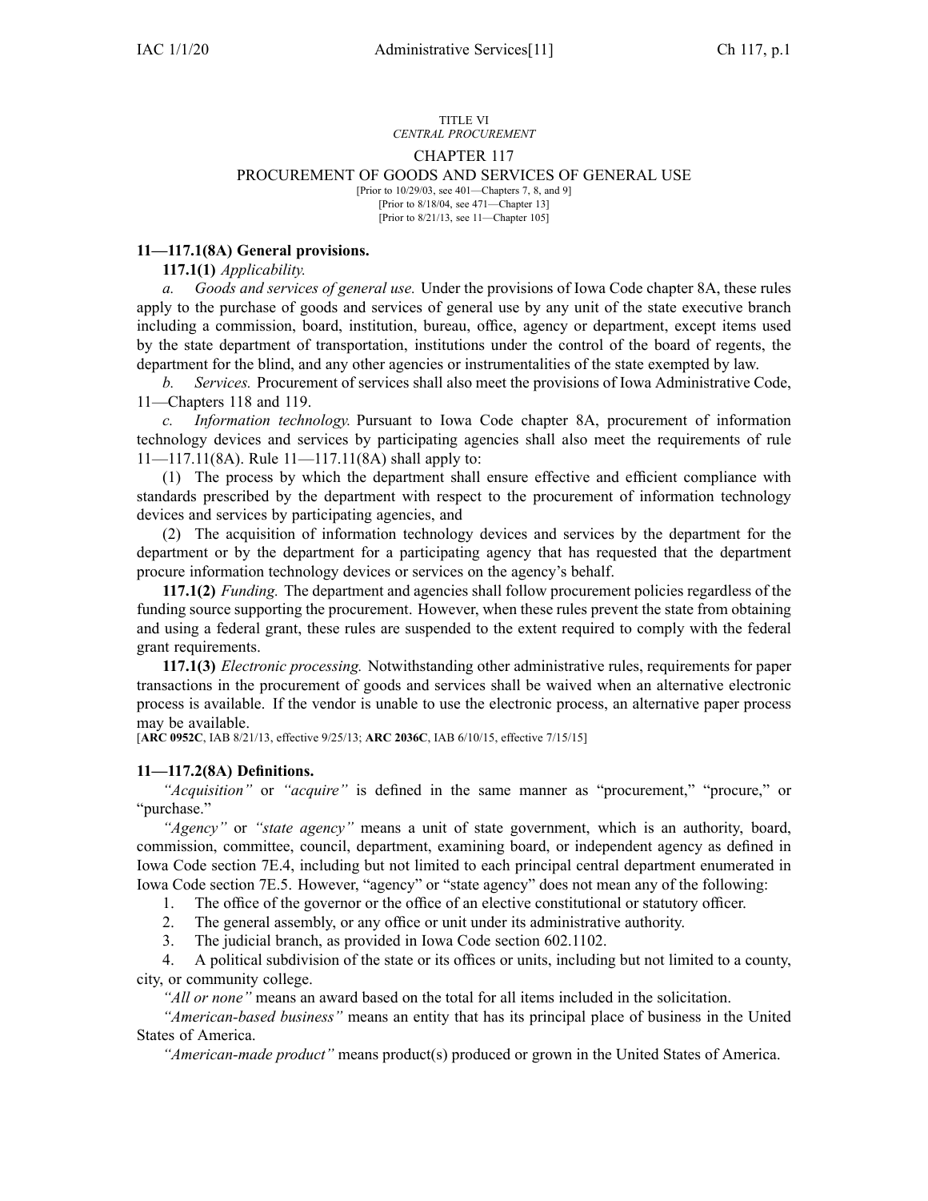TITLE VI
*CENTRAL PROCUREMENT*

# CHAPTER 117
## PROCUREMENT OF GOODS AND SERVICES OF GENERAL USE

[Prior to 10/29/03, see 401—Chapters 7, 8, and 9]
[Prior to 8/18/04, see 471—Chapter 13]
[Prior to 8/21/13, see 11—Chapter 105]

### 11—117.1(8A) General provisions.

**117.1(1)** *Applicability.*

*a. Goods and services of general use.* Under the provisions of Iowa Code chapter 8A, these rules apply to the purchase of goods and services of general use by any unit of the state executive branch including a commission, board, institution, bureau, office, agency or department, except items used by the state department of transportation, institutions under the control of the board of regents, the department for the blind, and any other agencies or instrumentalities of the state exempted by law.

*b. Services.* Procurement of services shall also meet the provisions of Iowa Administrative Code, 11—Chapters 118 and 119.

*c. Information technology.* Pursuant to Iowa Code chapter 8A, procurement of information technology devices and services by participating agencies shall also meet the requirements of rule 11—117.11(8A). Rule 11—117.11(8A) shall apply to:

(1) The process by which the department shall ensure effective and efficient compliance with standards prescribed by the department with respect to the procurement of information technology devices and services by participating agencies, and

(2) The acquisition of information technology devices and services by the department for the department or by the department for a participating agency that has requested that the department procure information technology devices or services on the agency's behalf.

**117.1(2)** *Funding.* The department and agencies shall follow procurement policies regardless of the funding source supporting the procurement. However, when these rules prevent the state from obtaining and using a federal grant, these rules are suspended to the extent required to comply with the federal grant requirements.

**117.1(3)** *Electronic processing.* Notwithstanding other administrative rules, requirements for paper transactions in the procurement of goods and services shall be waived when an alternative electronic process is available. If the vendor is unable to use the electronic process, an alternative paper process may be available.

[**ARC 0952C**, IAB 8/21/13, effective 9/25/13; **ARC 2036C**, IAB 6/10/15, effective 7/15/15]

### 11—117.2(8A) Definitions.

*"Acquisition"* or *"acquire"* is defined in the same manner as "procurement," "procure," or "purchase."

*"Agency"* or *"state agency"* means a unit of state government, which is an authority, board, commission, committee, council, department, examining board, or independent agency as defined in Iowa Code section 7E.4, including but not limited to each principal central department enumerated in Iowa Code section 7E.5. However, "agency" or "state agency" does not mean any of the following:

1. The office of the governor or the office of an elective constitutional or statutory officer.
2. The general assembly, or any office or unit under its administrative authority.
3. The judicial branch, as provided in Iowa Code section 602.1102.
4. A political subdivision of the state or its offices or units, including but not limited to a county, city, or community college.

*"All or none"* means an award based on the total for all items included in the solicitation.

*"American-based business"* means an entity that has its principal place of business in the United States of America.

*"American-made product"* means product(s) produced or grown in the United States of America.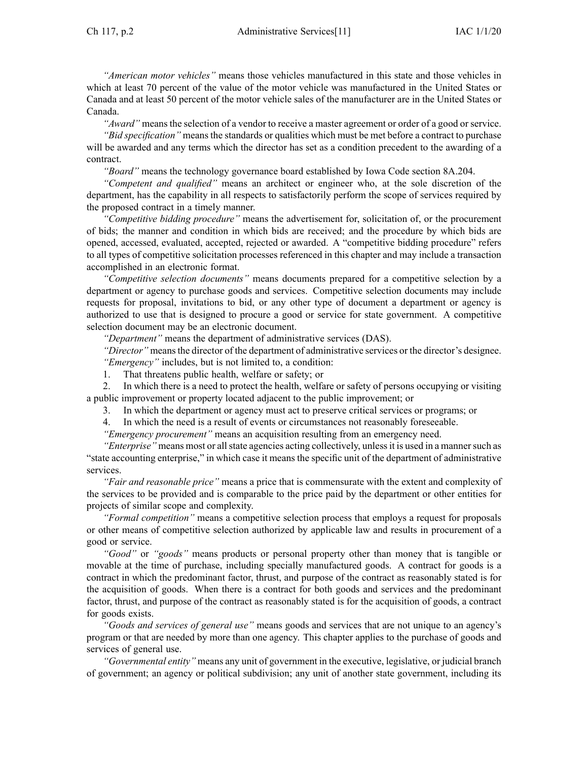*"American motor vehicles"* means those vehicles manufactured in this state and those vehicles in which at least 70 percent of the value of the motor vehicle was manufactured in the United States or Canada and at least 50 percent of the motor vehicle sales of the manufacturer are in the United States or Canada.

*"Award"* means the selection of a vendor to receive a master agreement or order of a good or service.

*"Bid specification"* means the standards or qualities which must be met before a contract to purchase will be awarded and any terms which the director has set as a condition precedent to the awarding of a contract.

*"Board"* means the technology governance board established by Iowa Code section 8A.204.

*"Competent and qualified"* means an architect or engineer who, at the sole discretion of the department, has the capability in all respects to satisfactorily perform the scope of services required by the proposed contract in a timely manner.

*"Competitive bidding procedure"* means the advertisement for, solicitation of, or the procurement of bids; the manner and condition in which bids are received; and the procedure by which bids are opened, accessed, evaluated, accepted, rejected or awarded. A "competitive bidding procedure" refers to all types of competitive solicitation processes referenced in this chapter and may include a transaction accomplished in an electronic format.

*"Competitive selection documents"* means documents prepared for a competitive selection by a department or agency to purchase goods and services. Competitive selection documents may include requests for proposal, invitations to bid, or any other type of document a department or agency is authorized to use that is designed to procure a good or service for state government. A competitive selection document may be an electronic document.

*"Department"* means the department of administrative services (DAS).

*"Director"* means the director of the department of administrative services or the director's designee.

*"Emergency"* includes, but is not limited to, a condition:

1. That threatens public health, welfare or safety; or
2. In which there is a need to protect the health, welfare or safety of persons occupying or visiting a public improvement or property located adjacent to the public improvement; or
3. In which the department or agency must act to preserve critical services or programs; or
4. In which the need is a result of events or circumstances not reasonably foreseeable.

*"Emergency procurement"* means an acquisition resulting from an emergency need.

*"Enterprise"* means most or all state agencies acting collectively, unless it is used in a manner such as "state accounting enterprise," in which case it means the specific unit of the department of administrative services.

*"Fair and reasonable price"* means a price that is commensurate with the extent and complexity of the services to be provided and is comparable to the price paid by the department or other entities for projects of similar scope and complexity.

*"Formal competition"* means a competitive selection process that employs a request for proposals or other means of competitive selection authorized by applicable law and results in procurement of a good or service.

*"Good"* or *"goods"* means products or personal property other than money that is tangible or movable at the time of purchase, including specially manufactured goods. A contract for goods is a contract in which the predominant factor, thrust, and purpose of the contract as reasonably stated is for the acquisition of goods. When there is a contract for both goods and services and the predominant factor, thrust, and purpose of the contract as reasonably stated is for the acquisition of goods, a contract for goods exists.

*"Goods and services of general use"* means goods and services that are not unique to an agency's program or that are needed by more than one agency. This chapter applies to the purchase of goods and services of general use.

*"Governmental entity"* means any unit of government in the executive, legislative, or judicial branch of government; an agency or political subdivision; any unit of another state government, including its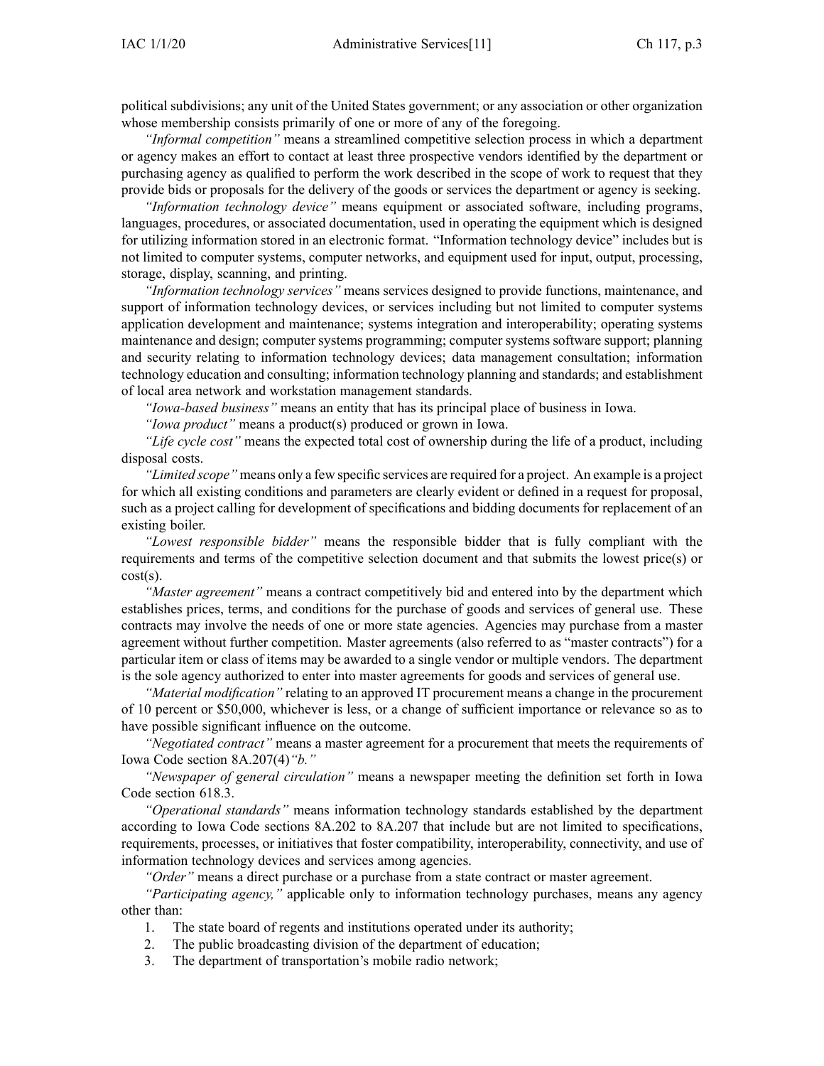political subdivisions; any unit of the United States government; or any association or other organization whose membership consists primarily of one or more of any of the foregoing.

*"Informal competition"* means a streamlined competitive selection process in which a department or agency makes an effort to contact at least three prospective vendors identified by the department or purchasing agency as qualified to perform the work described in the scope of work to request that they provide bids or proposals for the delivery of the goods or services the department or agency is seeking.

*"Information technology device"* means equipment or associated software, including programs, languages, procedures, or associated documentation, used in operating the equipment which is designed for utilizing information stored in an electronic format. "Information technology device" includes but is not limited to computer systems, computer networks, and equipment used for input, output, processing, storage, display, scanning, and printing.

*"Information technology services"* means services designed to provide functions, maintenance, and support of information technology devices, or services including but not limited to computer systems application development and maintenance; systems integration and interoperability; operating systems maintenance and design; computer systems programming; computer systems software support; planning and security relating to information technology devices; data management consultation; information technology education and consulting; information technology planning and standards; and establishment of local area network and workstation management standards.

*"Iowa-based business"* means an entity that has its principal place of business in Iowa.

*"Iowa product"* means a product(s) produced or grown in Iowa.

*"Life cycle cost"* means the expected total cost of ownership during the life of a product, including disposal costs.

*"Limited scope"* means only a few specific services are required for a project. An example is a project for which all existing conditions and parameters are clearly evident or defined in a request for proposal, such as a project calling for development of specifications and bidding documents for replacement of an existing boiler.

*"Lowest responsible bidder"* means the responsible bidder that is fully compliant with the requirements and terms of the competitive selection document and that submits the lowest price(s) or cost(s).

*"Master agreement"* means a contract competitively bid and entered into by the department which establishes prices, terms, and conditions for the purchase of goods and services of general use. These contracts may involve the needs of one or more state agencies. Agencies may purchase from a master agreement without further competition. Master agreements (also referred to as "master contracts") for a particular item or class of items may be awarded to a single vendor or multiple vendors. The department is the sole agency authorized to enter into master agreements for goods and services of general use.

*"Material modification"* relating to an approved IT procurement means a change in the procurement of 10 percent or $50,000, whichever is less, or a change of sufficient importance or relevance so as to have possible significant influence on the outcome.

*"Negotiated contract"* means a master agreement for a procurement that meets the requirements of Iowa Code section 8A.207(4)*"b."*

*"Newspaper of general circulation"* means a newspaper meeting the definition set forth in Iowa Code section 618.3.

*"Operational standards"* means information technology standards established by the department according to Iowa Code sections 8A.202 to 8A.207 that include but are not limited to specifications, requirements, processes, or initiatives that foster compatibility, interoperability, connectivity, and use of information technology devices and services among agencies.

*"Order"* means a direct purchase or a purchase from a state contract or master agreement.

*"Participating agency,"* applicable only to information technology purchases, means any agency other than:

1. The state board of regents and institutions operated under its authority;
2. The public broadcasting division of the department of education;
3. The department of transportation's mobile radio network;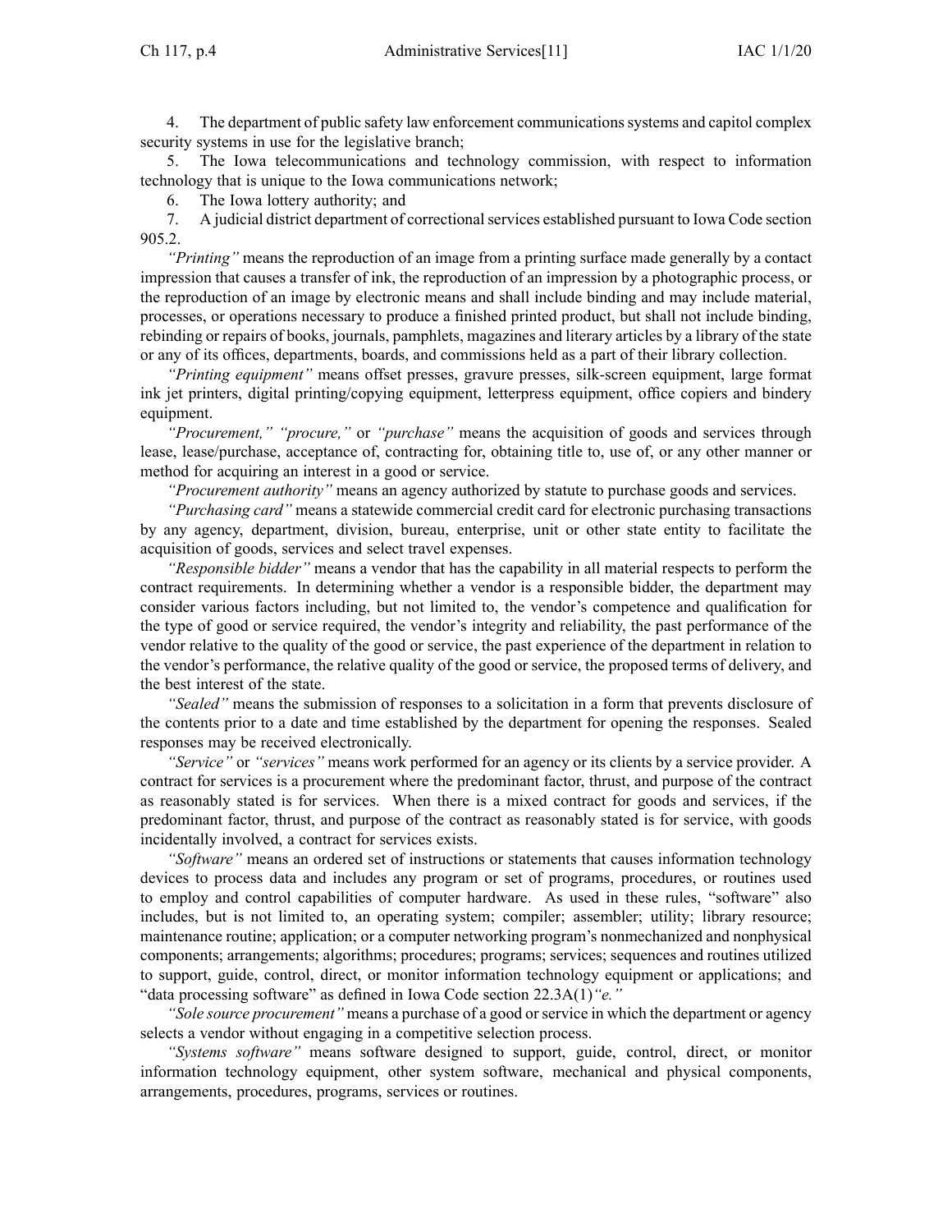4. The department of public safety law enforcement communications systems and capitol complex security systems in use for the legislative branch;

5. The Iowa telecommunications and technology commission, with respect to information technology that is unique to the Iowa communications network;

6. The Iowa lottery authority; and

7. A judicial district department of correctional services established pursuant to Iowa Code section 905.2.

*"Printing"* means the reproduction of an image from a printing surface made generally by a contact impression that causes a transfer of ink, the reproduction of an impression by a photographic process, or the reproduction of an image by electronic means and shall include binding and may include material, processes, or operations necessary to produce a finished printed product, but shall not include binding, rebinding or repairs of books, journals, pamphlets, magazines and literary articles by a library of the state or any of its offices, departments, boards, and commissions held as a part of their library collection.

*"Printing equipment"* means offset presses, gravure presses, silk-screen equipment, large format ink jet printers, digital printing/copying equipment, letterpress equipment, office copiers and bindery equipment.

*"Procurement," "procure,"* or *"purchase"* means the acquisition of goods and services through lease, lease/purchase, acceptance of, contracting for, obtaining title to, use of, or any other manner or method for acquiring an interest in a good or service.

*"Procurement authority"* means an agency authorized by statute to purchase goods and services.

*"Purchasing card"* means a statewide commercial credit card for electronic purchasing transactions by any agency, department, division, bureau, enterprise, unit or other state entity to facilitate the acquisition of goods, services and select travel expenses.

*"Responsible bidder"* means a vendor that has the capability in all material respects to perform the contract requirements. In determining whether a vendor is a responsible bidder, the department may consider various factors including, but not limited to, the vendor's competence and qualification for the type of good or service required, the vendor's integrity and reliability, the past performance of the vendor relative to the quality of the good or service, the past experience of the department in relation to the vendor's performance, the relative quality of the good or service, the proposed terms of delivery, and the best interest of the state.

*"Sealed"* means the submission of responses to a solicitation in a form that prevents disclosure of the contents prior to a date and time established by the department for opening the responses. Sealed responses may be received electronically.

*"Service"* or *"services"* means work performed for an agency or its clients by a service provider. A contract for services is a procurement where the predominant factor, thrust, and purpose of the contract as reasonably stated is for services. When there is a mixed contract for goods and services, if the predominant factor, thrust, and purpose of the contract as reasonably stated is for service, with goods incidentally involved, a contract for services exists.

*"Software"* means an ordered set of instructions or statements that causes information technology devices to process data and includes any program or set of programs, procedures, or routines used to employ and control capabilities of computer hardware. As used in these rules, "software" also includes, but is not limited to, an operating system; compiler; assembler; utility; library resource; maintenance routine; application; or a computer networking program's nonmechanized and nonphysical components; arrangements; algorithms; procedures; programs; services; sequences and routines utilized to support, guide, control, direct, or monitor information technology equipment or applications; and "data processing software" as defined in Iowa Code section 22.3A(1)*"e."*

*"Sole source procurement"* means a purchase of a good or service in which the department or agency selects a vendor without engaging in a competitive selection process.

*"Systems software"* means software designed to support, guide, control, direct, or monitor information technology equipment, other system software, mechanical and physical components, arrangements, procedures, programs, services or routines.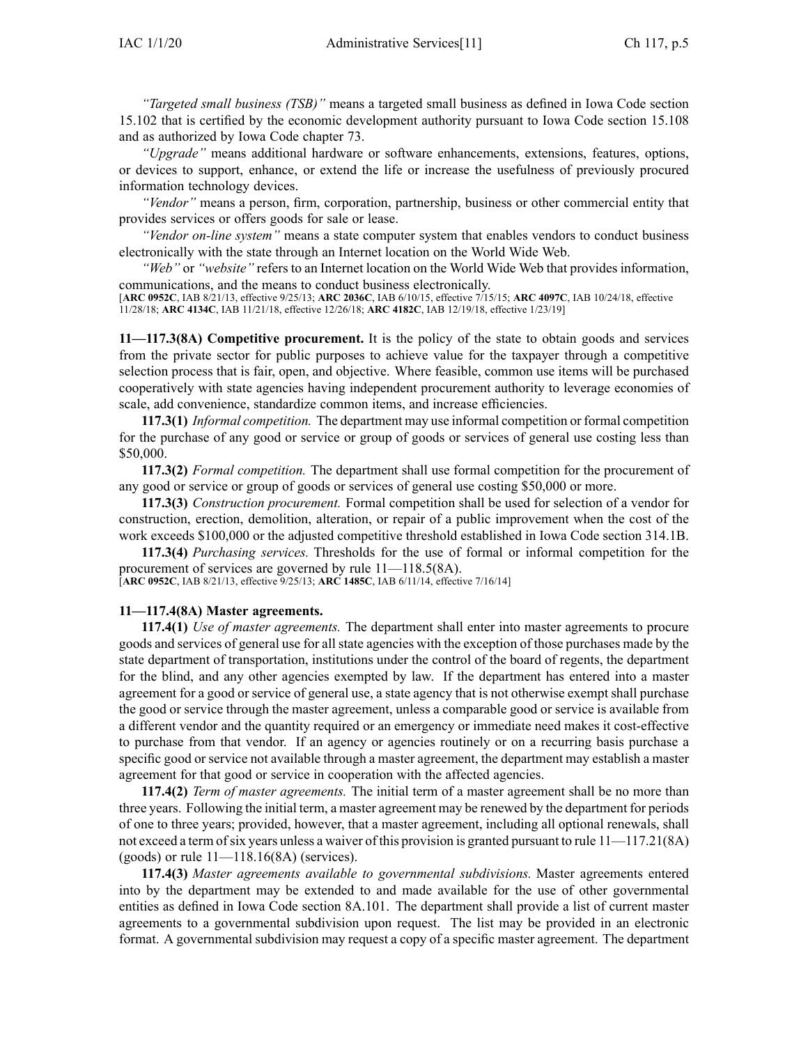*"Targeted small business (TSB)"* means a targeted small business as defined in Iowa Code section 15.102 that is certified by the economic development authority pursuant to Iowa Code section 15.108 and as authorized by Iowa Code chapter 73.

*"Upgrade"* means additional hardware or software enhancements, extensions, features, options, or devices to support, enhance, or extend the life or increase the usefulness of previously procured information technology devices.

*"Vendor"* means a person, firm, corporation, partnership, business or other commercial entity that provides services or offers goods for sale or lease.

*"Vendor on-line system"* means a state computer system that enables vendors to conduct business electronically with the state through an Internet location on the World Wide Web.

*"Web"* or *"website"* refers to an Internet location on the World Wide Web that provides information, communications, and the means to conduct business electronically.

[**ARC 0952C**, IAB 8/21/13, effective 9/25/13; **ARC 2036C**, IAB 6/10/15, effective 7/15/15; **ARC 4097C**, IAB 10/24/18, effective 11/28/18; **ARC 4134C**, IAB 11/21/18, effective 12/26/18; **ARC 4182C**, IAB 12/19/18, effective 1/23/19]

**11—117.3(8A) Competitive procurement.** It is the policy of the state to obtain goods and services from the private sector for public purposes to achieve value for the taxpayer through a competitive selection process that is fair, open, and objective. Where feasible, common use items will be purchased cooperatively with state agencies having independent procurement authority to leverage economies of scale, add convenience, standardize common items, and increase efficiencies.

**117.3(1)** *Informal competition.* The department may use informal competition or formal competition for the purchase of any good or service or group of goods or services of general use costing less than $50,000.

**117.3(2)** *Formal competition.* The department shall use formal competition for the procurement of any good or service or group of goods or services of general use costing $50,000 or more.

**117.3(3)** *Construction procurement.* Formal competition shall be used for selection of a vendor for construction, erection, demolition, alteration, or repair of a public improvement when the cost of the work exceeds $100,000 or the adjusted competitive threshold established in Iowa Code section 314.1B.

**117.3(4)** *Purchasing services.* Thresholds for the use of formal or informal competition for the procurement of services are governed by rule 11—118.5(8A).

[**ARC 0952C**, IAB 8/21/13, effective 9/25/13; **ARC 1485C**, IAB 6/11/14, effective 7/16/14]

**11—117.4(8A) Master agreements.**

**117.4(1)** *Use of master agreements.* The department shall enter into master agreements to procure goods and services of general use for all state agencies with the exception of those purchases made by the state department of transportation, institutions under the control of the board of regents, the department for the blind, and any other agencies exempted by law. If the department has entered into a master agreement for a good or service of general use, a state agency that is not otherwise exempt shall purchase the good or service through the master agreement, unless a comparable good or service is available from a different vendor and the quantity required or an emergency or immediate need makes it cost-effective to purchase from that vendor. If an agency or agencies routinely or on a recurring basis purchase a specific good or service not available through a master agreement, the department may establish a master agreement for that good or service in cooperation with the affected agencies.

**117.4(2)** *Term of master agreements.* The initial term of a master agreement shall be no more than three years. Following the initial term, a master agreement may be renewed by the department for periods of one to three years; provided, however, that a master agreement, including all optional renewals, shall not exceed a term of six years unless a waiver of this provision is granted pursuant to rule 11—117.21(8A) (goods) or rule 11—118.16(8A) (services).

**117.4(3)** *Master agreements available to governmental subdivisions.* Master agreements entered into by the department may be extended to and made available for the use of other governmental entities as defined in Iowa Code section 8A.101. The department shall provide a list of current master agreements to a governmental subdivision upon request. The list may be provided in an electronic format. A governmental subdivision may request a copy of a specific master agreement. The department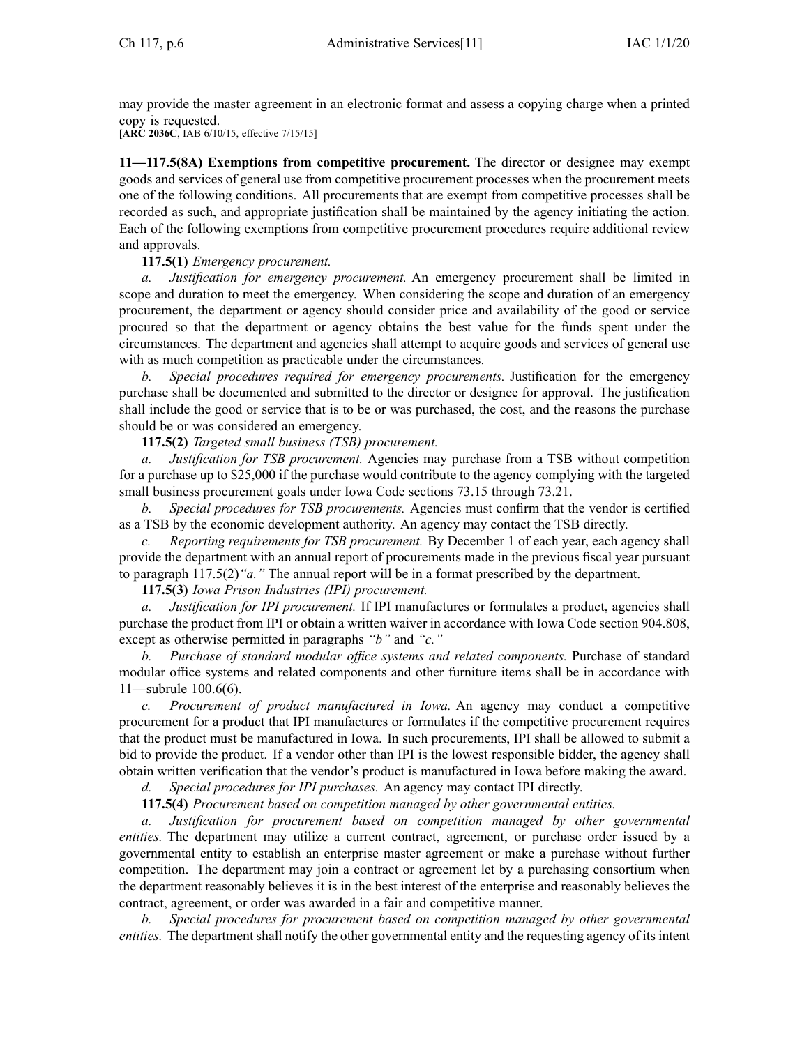may provide the master agreement in an electronic format and assess a copying charge when a printed copy is requested.
[**ARC 2036C**, IAB 6/10/15, effective 7/15/15]

**11—117.5(8A) Exemptions from competitive procurement.** The director or designee may exempt goods and services of general use from competitive procurement processes when the procurement meets one of the following conditions. All procurements that are exempt from competitive processes shall be recorded as such, and appropriate justification shall be maintained by the agency initiating the action. Each of the following exemptions from competitive procurement procedures require additional review and approvals.

**117.5(1)** *Emergency procurement.*

*a. Justification for emergency procurement.* An emergency procurement shall be limited in scope and duration to meet the emergency. When considering the scope and duration of an emergency procurement, the department or agency should consider price and availability of the good or service procured so that the department or agency obtains the best value for the funds spent under the circumstances. The department and agencies shall attempt to acquire goods and services of general use with as much competition as practicable under the circumstances.

*b. Special procedures required for emergency procurements.* Justification for the emergency purchase shall be documented and submitted to the director or designee for approval. The justification shall include the good or service that is to be or was purchased, the cost, and the reasons the purchase should be or was considered an emergency.

**117.5(2)** *Targeted small business (TSB) procurement.*

*a. Justification for TSB procurement.* Agencies may purchase from a TSB without competition for a purchase up to $25,000 if the purchase would contribute to the agency complying with the targeted small business procurement goals under Iowa Code sections 73.15 through 73.21.

*b. Special procedures for TSB procurements.* Agencies must confirm that the vendor is certified as a TSB by the economic development authority. An agency may contact the TSB directly.

*c. Reporting requirements for TSB procurement.* By December 1 of each year, each agency shall provide the department with an annual report of procurements made in the previous fiscal year pursuant to paragraph 117.5(2)*"a."* The annual report will be in a format prescribed by the department.

**117.5(3)** *Iowa Prison Industries (IPI) procurement.*

*a. Justification for IPI procurement.* If IPI manufactures or formulates a product, agencies shall purchase the product from IPI or obtain a written waiver in accordance with Iowa Code section 904.808, except as otherwise permitted in paragraphs *"b"* and *"c."*

*b. Purchase of standard modular office systems and related components.* Purchase of standard modular office systems and related components and other furniture items shall be in accordance with 11—subrule 100.6(6).

*c. Procurement of product manufactured in Iowa.* An agency may conduct a competitive procurement for a product that IPI manufactures or formulates if the competitive procurement requires that the product must be manufactured in Iowa. In such procurements, IPI shall be allowed to submit a bid to provide the product. If a vendor other than IPI is the lowest responsible bidder, the agency shall obtain written verification that the vendor's product is manufactured in Iowa before making the award.

*d. Special procedures for IPI purchases.* An agency may contact IPI directly.

**117.5(4)** *Procurement based on competition managed by other governmental entities.*

*a. Justification for procurement based on competition managed by other governmental entities.* The department may utilize a current contract, agreement, or purchase order issued by a governmental entity to establish an enterprise master agreement or make a purchase without further competition. The department may join a contract or agreement let by a purchasing consortium when the department reasonably believes it is in the best interest of the enterprise and reasonably believes the contract, agreement, or order was awarded in a fair and competitive manner.

*b. Special procedures for procurement based on competition managed by other governmental entities.* The department shall notify the other governmental entity and the requesting agency of its intent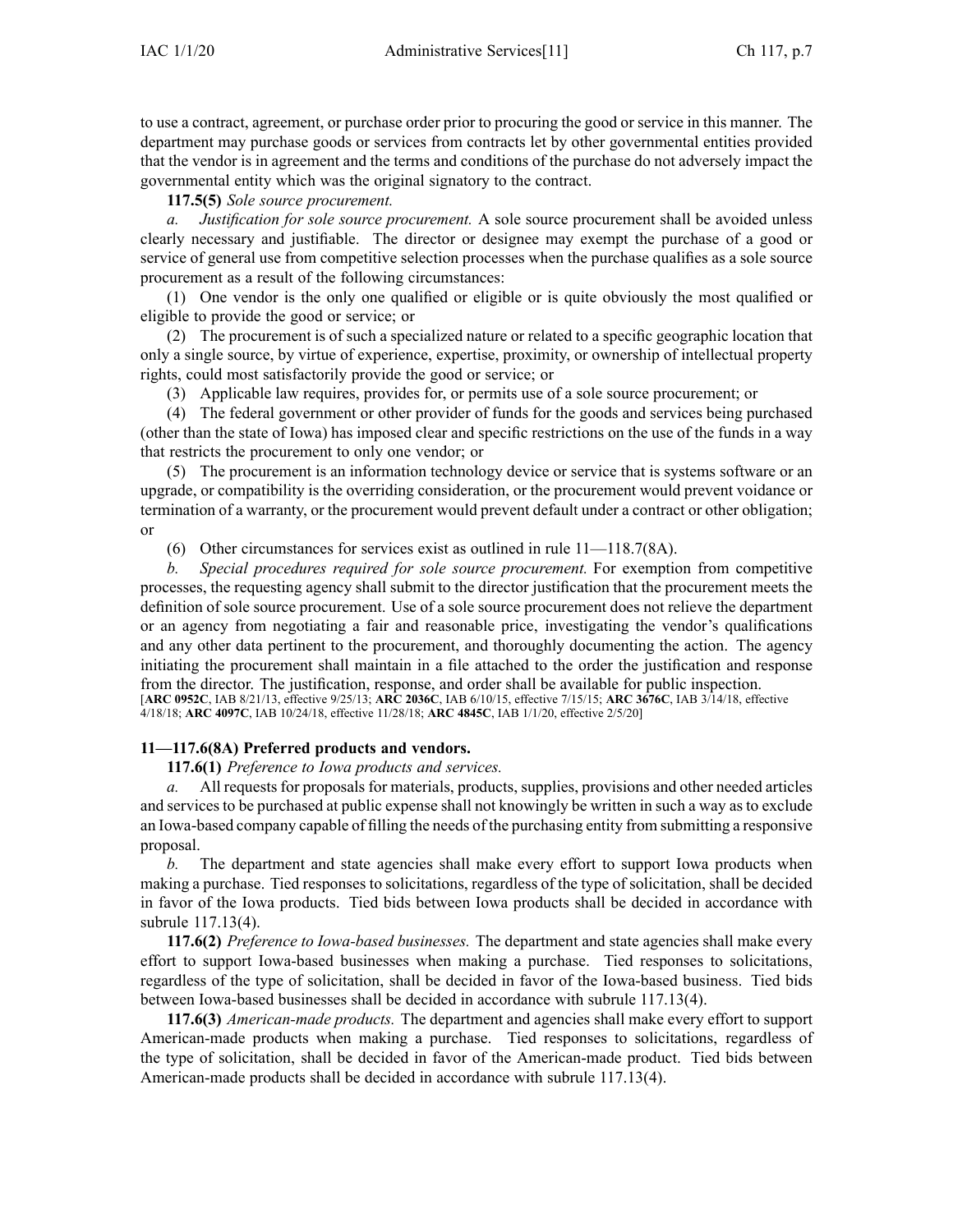to use a contract, agreement, or purchase order prior to procuring the good or service in this manner. The department may purchase goods or services from contracts let by other governmental entities provided that the vendor is in agreement and the terms and conditions of the purchase do not adversely impact the governmental entity which was the original signatory to the contract.

**117.5(5)** *Sole source procurement.*

*a. Justification for sole source procurement.* A sole source procurement shall be avoided unless clearly necessary and justifiable. The director or designee may exempt the purchase of a good or service of general use from competitive selection processes when the purchase qualifies as a sole source procurement as a result of the following circumstances:

(1) One vendor is the only one qualified or eligible or is quite obviously the most qualified or eligible to provide the good or service; or

(2) The procurement is of such a specialized nature or related to a specific geographic location that only a single source, by virtue of experience, expertise, proximity, or ownership of intellectual property rights, could most satisfactorily provide the good or service; or

(3) Applicable law requires, provides for, or permits use of a sole source procurement; or

(4) The federal government or other provider of funds for the goods and services being purchased (other than the state of Iowa) has imposed clear and specific restrictions on the use of the funds in a way that restricts the procurement to only one vendor; or

(5) The procurement is an information technology device or service that is systems software or an upgrade, or compatibility is the overriding consideration, or the procurement would prevent voidance or termination of a warranty, or the procurement would prevent default under a contract or other obligation; or

(6) Other circumstances for services exist as outlined in rule 11—118.7(8A).

*b. Special procedures required for sole source procurement.* For exemption from competitive processes, the requesting agency shall submit to the director justification that the procurement meets the definition of sole source procurement. Use of a sole source procurement does not relieve the department or an agency from negotiating a fair and reasonable price, investigating the vendor's qualifications and any other data pertinent to the procurement, and thoroughly documenting the action. The agency initiating the procurement shall maintain in a file attached to the order the justification and response from the director. The justification, response, and order shall be available for public inspection.

[**ARC 0952C**, IAB 8/21/13, effective 9/25/13; **ARC 2036C**, IAB 6/10/15, effective 7/15/15; **ARC 3676C**, IAB 3/14/18, effective 4/18/18; **ARC 4097C**, IAB 10/24/18, effective 11/28/18; **ARC 4845C**, IAB 1/1/20, effective 2/5/20]

### 11—117.6(8A) Preferred products and vendors.

**117.6(1)** *Preference to Iowa products and services.*

*a.* All requests for proposals for materials, products, supplies, provisions and other needed articles and services to be purchased at public expense shall not knowingly be written in such a way as to exclude an Iowa-based company capable of filling the needs of the purchasing entity from submitting a responsive proposal.

*b.* The department and state agencies shall make every effort to support Iowa products when making a purchase. Tied responses to solicitations, regardless of the type of solicitation, shall be decided in favor of the Iowa products. Tied bids between Iowa products shall be decided in accordance with subrule 117.13(4).

**117.6(2)** *Preference to Iowa-based businesses.* The department and state agencies shall make every effort to support Iowa-based businesses when making a purchase. Tied responses to solicitations, regardless of the type of solicitation, shall be decided in favor of the Iowa-based business. Tied bids between Iowa-based businesses shall be decided in accordance with subrule 117.13(4).

**117.6(3)** *American-made products.* The department and agencies shall make every effort to support American-made products when making a purchase. Tied responses to solicitations, regardless of the type of solicitation, shall be decided in favor of the American-made product. Tied bids between American-made products shall be decided in accordance with subrule 117.13(4).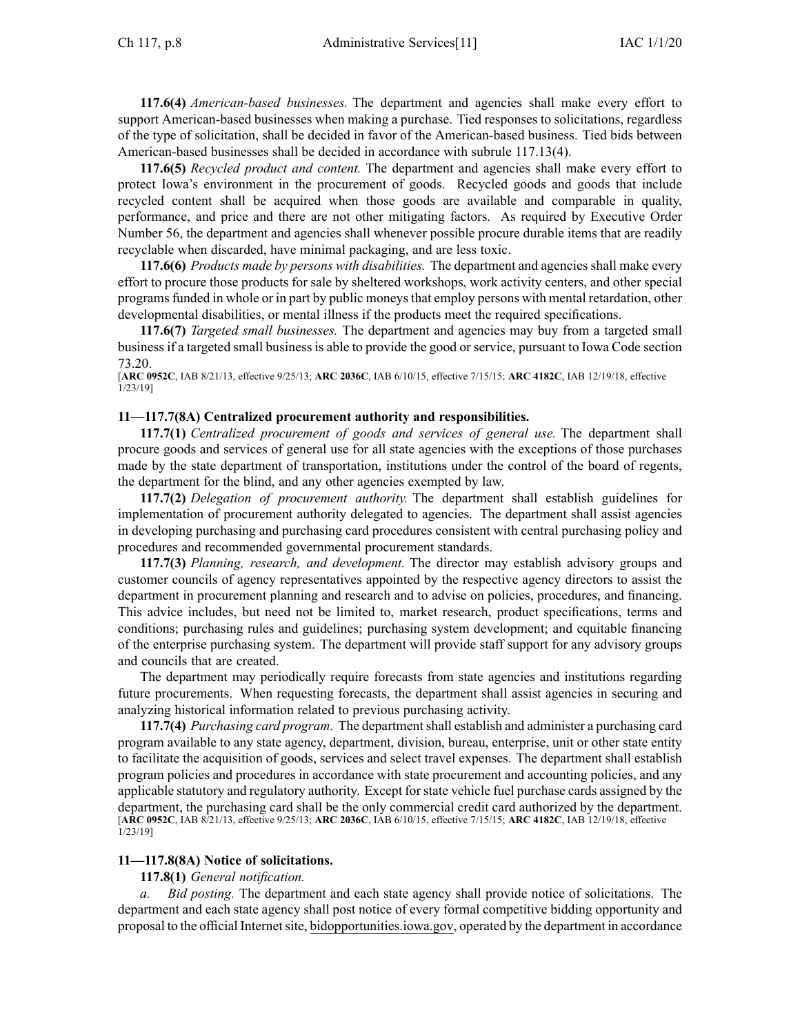**117.6(4)** *American-based businesses.* The department and agencies shall make every effort to support American-based businesses when making a purchase. Tied responses to solicitations, regardless of the type of solicitation, shall be decided in favor of the American-based business. Tied bids between American-based businesses shall be decided in accordance with subrule 117.13(4).

**117.6(5)** *Recycled product and content.* The department and agencies shall make every effort to protect Iowa's environment in the procurement of goods. Recycled goods and goods that include recycled content shall be acquired when those goods are available and comparable in quality, performance, and price and there are not other mitigating factors. As required by Executive Order Number 56, the department and agencies shall whenever possible procure durable items that are readily recyclable when discarded, have minimal packaging, and are less toxic.

**117.6(6)** *Products made by persons with disabilities.* The department and agencies shall make every effort to procure those products for sale by sheltered workshops, work activity centers, and other special programs funded in whole or in part by public moneys that employ persons with mental retardation, other developmental disabilities, or mental illness if the products meet the required specifications.

**117.6(7)** *Targeted small businesses.* The department and agencies may buy from a targeted small business if a targeted small business is able to provide the good or service, pursuant to Iowa Code section 73.20.

[**ARC 0952C**, IAB 8/21/13, effective 9/25/13; **ARC 2036C**, IAB 6/10/15, effective 7/15/15; **ARC 4182C**, IAB 12/19/18, effective 1/23/19]

### 11—117.7(8A) Centralized procurement authority and responsibilities.

**117.7(1)** *Centralized procurement of goods and services of general use.* The department shall procure goods and services of general use for all state agencies with the exceptions of those purchases made by the state department of transportation, institutions under the control of the board of regents, the department for the blind, and any other agencies exempted by law.

**117.7(2)** *Delegation of procurement authority.* The department shall establish guidelines for implementation of procurement authority delegated to agencies. The department shall assist agencies in developing purchasing and purchasing card procedures consistent with central purchasing policy and procedures and recommended governmental procurement standards.

**117.7(3)** *Planning, research, and development.* The director may establish advisory groups and customer councils of agency representatives appointed by the respective agency directors to assist the department in procurement planning and research and to advise on policies, procedures, and financing. This advice includes, but need not be limited to, market research, product specifications, terms and conditions; purchasing rules and guidelines; purchasing system development; and equitable financing of the enterprise purchasing system. The department will provide staff support for any advisory groups and councils that are created.

The department may periodically require forecasts from state agencies and institutions regarding future procurements. When requesting forecasts, the department shall assist agencies in securing and analyzing historical information related to previous purchasing activity.

**117.7(4)** *Purchasing card program.* The department shall establish and administer a purchasing card program available to any state agency, department, division, bureau, enterprise, unit or other state entity to facilitate the acquisition of goods, services and select travel expenses. The department shall establish program policies and procedures in accordance with state procurement and accounting policies, and any applicable statutory and regulatory authority. Except for state vehicle fuel purchase cards assigned by the department, the purchasing card shall be the only commercial credit card authorized by the department.

[**ARC 0952C**, IAB 8/21/13, effective 9/25/13; **ARC 2036C**, IAB 6/10/15, effective 7/15/15; **ARC 4182C**, IAB 12/19/18, effective 1/23/19]

### 11—117.8(8A) Notice of solicitations.

**117.8(1)** *General notification.*

*a. Bid posting.* The department and each state agency shall provide notice of solicitations. The department and each state agency shall post notice of every formal competitive bidding opportunity and proposal to the official Internet site, bidopportunities.iowa.gov, operated by the department in accordance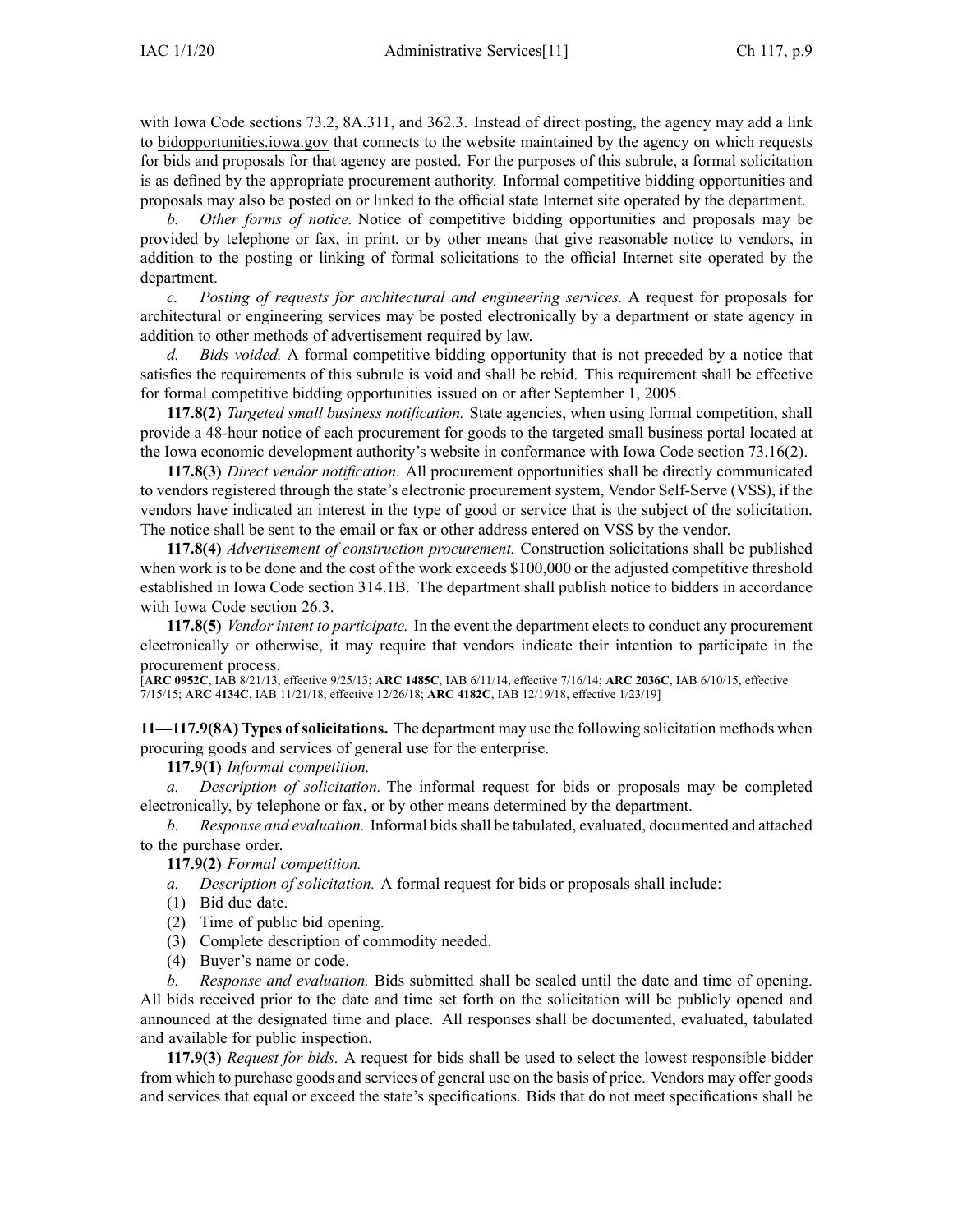with Iowa Code sections 73.2, 8A.311, and 362.3. Instead of direct posting, the agency may add a link to bidopportunities.iowa.gov that connects to the website maintained by the agency on which requests for bids and proposals for that agency are posted. For the purposes of this subrule, a formal solicitation is as defined by the appropriate procurement authority. Informal competitive bidding opportunities and proposals may also be posted on or linked to the official state Internet site operated by the department.

*b. Other forms of notice.* Notice of competitive bidding opportunities and proposals may be provided by telephone or fax, in print, or by other means that give reasonable notice to vendors, in addition to the posting or linking of formal solicitations to the official Internet site operated by the department.

*c. Posting of requests for architectural and engineering services.* A request for proposals for architectural or engineering services may be posted electronically by a department or state agency in addition to other methods of advertisement required by law.

*d. Bids voided.* A formal competitive bidding opportunity that is not preceded by a notice that satisfies the requirements of this subrule is void and shall be rebid. This requirement shall be effective for formal competitive bidding opportunities issued on or after September 1, 2005.

**117.8(2)** *Targeted small business notification.* State agencies, when using formal competition, shall provide a 48-hour notice of each procurement for goods to the targeted small business portal located at the Iowa economic development authority's website in conformance with Iowa Code section 73.16(2).

**117.8(3)** *Direct vendor notification.* All procurement opportunities shall be directly communicated to vendors registered through the state's electronic procurement system, Vendor Self-Serve (VSS), if the vendors have indicated an interest in the type of good or service that is the subject of the solicitation. The notice shall be sent to the email or fax or other address entered on VSS by the vendor.

**117.8(4)** *Advertisement of construction procurement.* Construction solicitations shall be published when work is to be done and the cost of the work exceeds $100,000 or the adjusted competitive threshold established in Iowa Code section 314.1B. The department shall publish notice to bidders in accordance with Iowa Code section 26.3.

**117.8(5)** *Vendor intent to participate.* In the event the department elects to conduct any procurement electronically or otherwise, it may require that vendors indicate their intention to participate in the procurement process.

[**ARC 0952C**, IAB 8/21/13, effective 9/25/13; **ARC 1485C**, IAB 6/11/14, effective 7/16/14; **ARC 2036C**, IAB 6/10/15, effective 7/15/15; **ARC 4134C**, IAB 11/21/18, effective 12/26/18; **ARC 4182C**, IAB 12/19/18, effective 1/23/19]

**11—117.9(8A) Types of solicitations.** The department may use the following solicitation methods when procuring goods and services of general use for the enterprise.

**117.9(1)** *Informal competition.*

*a. Description of solicitation.* The informal request for bids or proposals may be completed electronically, by telephone or fax, or by other means determined by the department.

*b. Response and evaluation.* Informal bids shall be tabulated, evaluated, documented and attached to the purchase order.

**117.9(2)** *Formal competition.*

*a. Description of solicitation.* A formal request for bids or proposals shall include:

(1) Bid due date.

(2) Time of public bid opening.

(3) Complete description of commodity needed.

(4) Buyer's name or code.

*b. Response and evaluation.* Bids submitted shall be sealed until the date and time of opening. All bids received prior to the date and time set forth on the solicitation will be publicly opened and announced at the designated time and place. All responses shall be documented, evaluated, tabulated and available for public inspection.

**117.9(3)** *Request for bids.* A request for bids shall be used to select the lowest responsible bidder from which to purchase goods and services of general use on the basis of price. Vendors may offer goods and services that equal or exceed the state's specifications. Bids that do not meet specifications shall be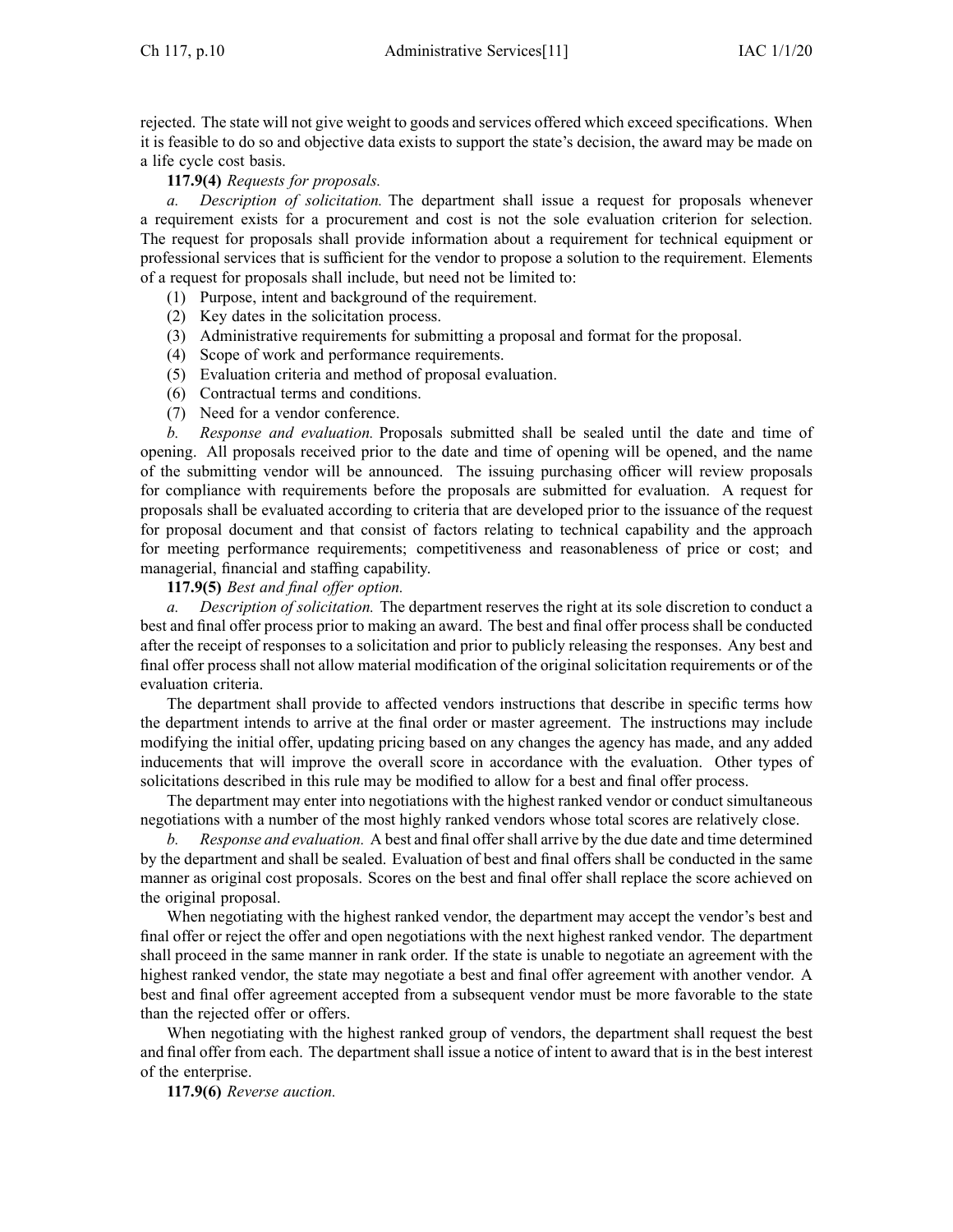rejected. The state will not give weight to goods and services offered which exceed specifications. When it is feasible to do so and objective data exists to support the state's decision, the award may be made on a life cycle cost basis.

**117.9(4)** *Requests for proposals.*

*a. Description of solicitation.* The department shall issue a request for proposals whenever a requirement exists for a procurement and cost is not the sole evaluation criterion for selection. The request for proposals shall provide information about a requirement for technical equipment or professional services that is sufficient for the vendor to propose a solution to the requirement. Elements of a request for proposals shall include, but need not be limited to:

(1) Purpose, intent and background of the requirement.

(2) Key dates in the solicitation process.

(3) Administrative requirements for submitting a proposal and format for the proposal.

(4) Scope of work and performance requirements.

(5) Evaluation criteria and method of proposal evaluation.

(6) Contractual terms and conditions.

(7) Need for a vendor conference.

*b. Response and evaluation.* Proposals submitted shall be sealed until the date and time of opening. All proposals received prior to the date and time of opening will be opened, and the name of the submitting vendor will be announced. The issuing purchasing officer will review proposals for compliance with requirements before the proposals are submitted for evaluation. A request for proposals shall be evaluated according to criteria that are developed prior to the issuance of the request for proposal document and that consist of factors relating to technical capability and the approach for meeting performance requirements; competitiveness and reasonableness of price or cost; and managerial, financial and staffing capability.

**117.9(5)** *Best and final offer option.*

*a. Description of solicitation.* The department reserves the right at its sole discretion to conduct a best and final offer process prior to making an award. The best and final offer process shall be conducted after the receipt of responses to a solicitation and prior to publicly releasing the responses. Any best and final offer process shall not allow material modification of the original solicitation requirements or of the evaluation criteria.

The department shall provide to affected vendors instructions that describe in specific terms how the department intends to arrive at the final order or master agreement. The instructions may include modifying the initial offer, updating pricing based on any changes the agency has made, and any added inducements that will improve the overall score in accordance with the evaluation. Other types of solicitations described in this rule may be modified to allow for a best and final offer process.

The department may enter into negotiations with the highest ranked vendor or conduct simultaneous negotiations with a number of the most highly ranked vendors whose total scores are relatively close.

*b. Response and evaluation.* A best and final offer shall arrive by the due date and time determined by the department and shall be sealed. Evaluation of best and final offers shall be conducted in the same manner as original cost proposals. Scores on the best and final offer shall replace the score achieved on the original proposal.

When negotiating with the highest ranked vendor, the department may accept the vendor's best and final offer or reject the offer and open negotiations with the next highest ranked vendor. The department shall proceed in the same manner in rank order. If the state is unable to negotiate an agreement with the highest ranked vendor, the state may negotiate a best and final offer agreement with another vendor. A best and final offer agreement accepted from a subsequent vendor must be more favorable to the state than the rejected offer or offers.

When negotiating with the highest ranked group of vendors, the department shall request the best and final offer from each. The department shall issue a notice of intent to award that is in the best interest of the enterprise.

**117.9(6)** *Reverse auction.*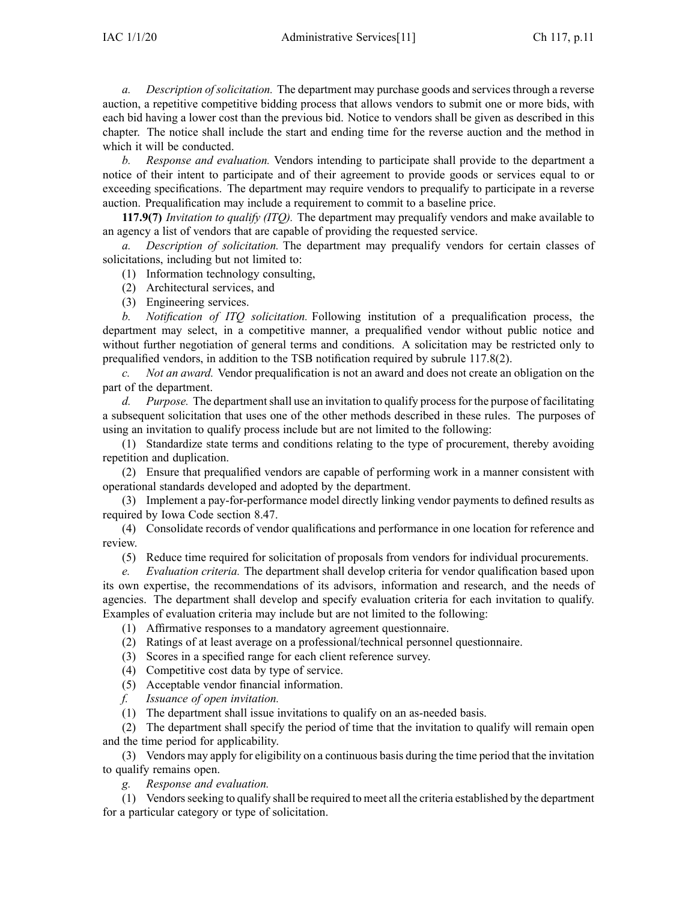*a. Description of solicitation.* The department may purchase goods and services through a reverse auction, a repetitive competitive bidding process that allows vendors to submit one or more bids, with each bid having a lower cost than the previous bid. Notice to vendors shall be given as described in this chapter. The notice shall include the start and ending time for the reverse auction and the method in which it will be conducted.

*b. Response and evaluation.* Vendors intending to participate shall provide to the department a notice of their intent to participate and of their agreement to provide goods or services equal to or exceeding specifications. The department may require vendors to prequalify to participate in a reverse auction. Prequalification may include a requirement to commit to a baseline price.

**117.9(7)** *Invitation to qualify (ITQ).* The department may prequalify vendors and make available to an agency a list of vendors that are capable of providing the requested service.

*a. Description of solicitation.* The department may prequalify vendors for certain classes of solicitations, including but not limited to:

(1) Information technology consulting,

(2) Architectural services, and

(3) Engineering services.

*b. Notification of ITQ solicitation.* Following institution of a prequalification process, the department may select, in a competitive manner, a prequalified vendor without public notice and without further negotiation of general terms and conditions. A solicitation may be restricted only to prequalified vendors, in addition to the TSB notification required by subrule 117.8(2).

*c. Not an award.* Vendor prequalification is not an award and does not create an obligation on the part of the department.

*d. Purpose.* The department shall use an invitation to qualify process for the purpose of facilitating a subsequent solicitation that uses one of the other methods described in these rules. The purposes of using an invitation to qualify process include but are not limited to the following:

(1) Standardize state terms and conditions relating to the type of procurement, thereby avoiding repetition and duplication.

(2) Ensure that prequalified vendors are capable of performing work in a manner consistent with operational standards developed and adopted by the department.

(3) Implement a pay-for-performance model directly linking vendor payments to defined results as required by Iowa Code section 8.47.

(4) Consolidate records of vendor qualifications and performance in one location for reference and review.

(5) Reduce time required for solicitation of proposals from vendors for individual procurements.

*e. Evaluation criteria.* The department shall develop criteria for vendor qualification based upon its own expertise, the recommendations of its advisors, information and research, and the needs of agencies. The department shall develop and specify evaluation criteria for each invitation to qualify. Examples of evaluation criteria may include but are not limited to the following:

(1) Affirmative responses to a mandatory agreement questionnaire.

(2) Ratings of at least average on a professional/technical personnel questionnaire.

(3) Scores in a specified range for each client reference survey.

(4) Competitive cost data by type of service.

(5) Acceptable vendor financial information.

*f. Issuance of open invitation.*

(1) The department shall issue invitations to qualify on an as-needed basis.

(2) The department shall specify the period of time that the invitation to qualify will remain open and the time period for applicability.

(3) Vendors may apply for eligibility on a continuous basis during the time period that the invitation to qualify remains open.

*g. Response and evaluation.*

(1) Vendors seeking to qualify shall be required to meet all the criteria established by the department for a particular category or type of solicitation.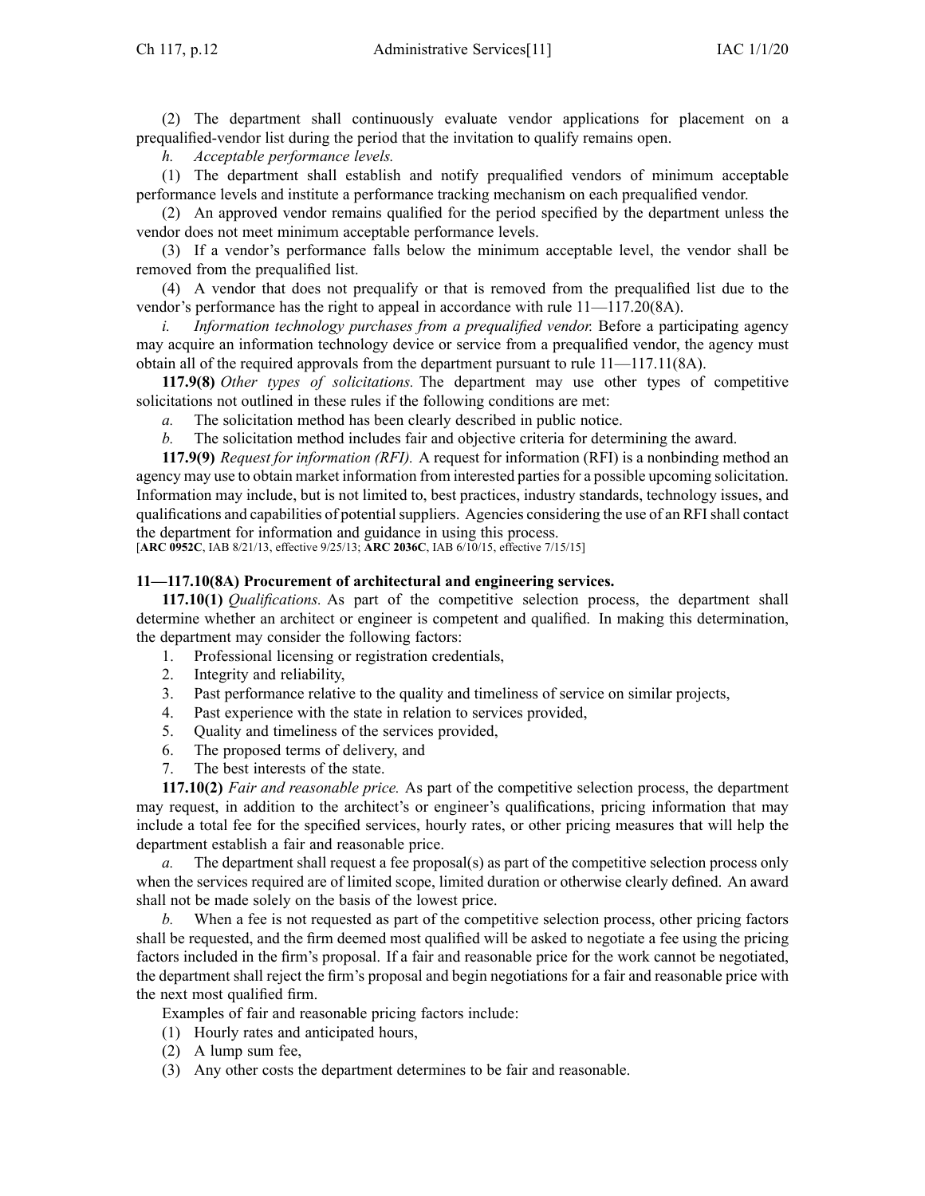(2) The department shall continuously evaluate vendor applications for placement on a prequalified-vendor list during the period that the invitation to qualify remains open.

*h. Acceptable performance levels.*

(1) The department shall establish and notify prequalified vendors of minimum acceptable performance levels and institute a performance tracking mechanism on each prequalified vendor.

(2) An approved vendor remains qualified for the period specified by the department unless the vendor does not meet minimum acceptable performance levels.

(3) If a vendor's performance falls below the minimum acceptable level, the vendor shall be removed from the prequalified list.

(4) A vendor that does not prequalify or that is removed from the prequalified list due to the vendor's performance has the right to appeal in accordance with rule 11—117.20(8A).

*i. Information technology purchases from a prequalified vendor.* Before a participating agency may acquire an information technology device or service from a prequalified vendor, the agency must obtain all of the required approvals from the department pursuant to rule 11—117.11(8A).

**117.9(8)** *Other types of solicitations.* The department may use other types of competitive solicitations not outlined in these rules if the following conditions are met:

*a.* The solicitation method has been clearly described in public notice.

*b.* The solicitation method includes fair and objective criteria for determining the award.

**117.9(9)** *Request for information (RFI).* A request for information (RFI) is a nonbinding method an agency may use to obtain market information from interested parties for a possible upcoming solicitation. Information may include, but is not limited to, best practices, industry standards, technology issues, and qualifications and capabilities of potential suppliers. Agencies considering the use of an RFI shall contact the department for information and guidance in using this process.

[**ARC 0952C**, IAB 8/21/13, effective 9/25/13; **ARC 2036C**, IAB 6/10/15, effective 7/15/15]

**11—117.10(8A) Procurement of architectural and engineering services.**

**117.10(1)** *Qualifications.* As part of the competitive selection process, the department shall determine whether an architect or engineer is competent and qualified. In making this determination, the department may consider the following factors:

1. Professional licensing or registration credentials,
2. Integrity and reliability,
3. Past performance relative to the quality and timeliness of service on similar projects,
4. Past experience with the state in relation to services provided,
5. Quality and timeliness of the services provided,
6. The proposed terms of delivery, and
7. The best interests of the state.

**117.10(2)** *Fair and reasonable price.* As part of the competitive selection process, the department may request, in addition to the architect's or engineer's qualifications, pricing information that may include a total fee for the specified services, hourly rates, or other pricing measures that will help the department establish a fair and reasonable price.

*a.* The department shall request a fee proposal(s) as part of the competitive selection process only when the services required are of limited scope, limited duration or otherwise clearly defined. An award shall not be made solely on the basis of the lowest price.

*b.* When a fee is not requested as part of the competitive selection process, other pricing factors shall be requested, and the firm deemed most qualified will be asked to negotiate a fee using the pricing factors included in the firm's proposal. If a fair and reasonable price for the work cannot be negotiated, the department shall reject the firm's proposal and begin negotiations for a fair and reasonable price with the next most qualified firm.

Examples of fair and reasonable pricing factors include:

(1) Hourly rates and anticipated hours,

(2) A lump sum fee,

(3) Any other costs the department determines to be fair and reasonable.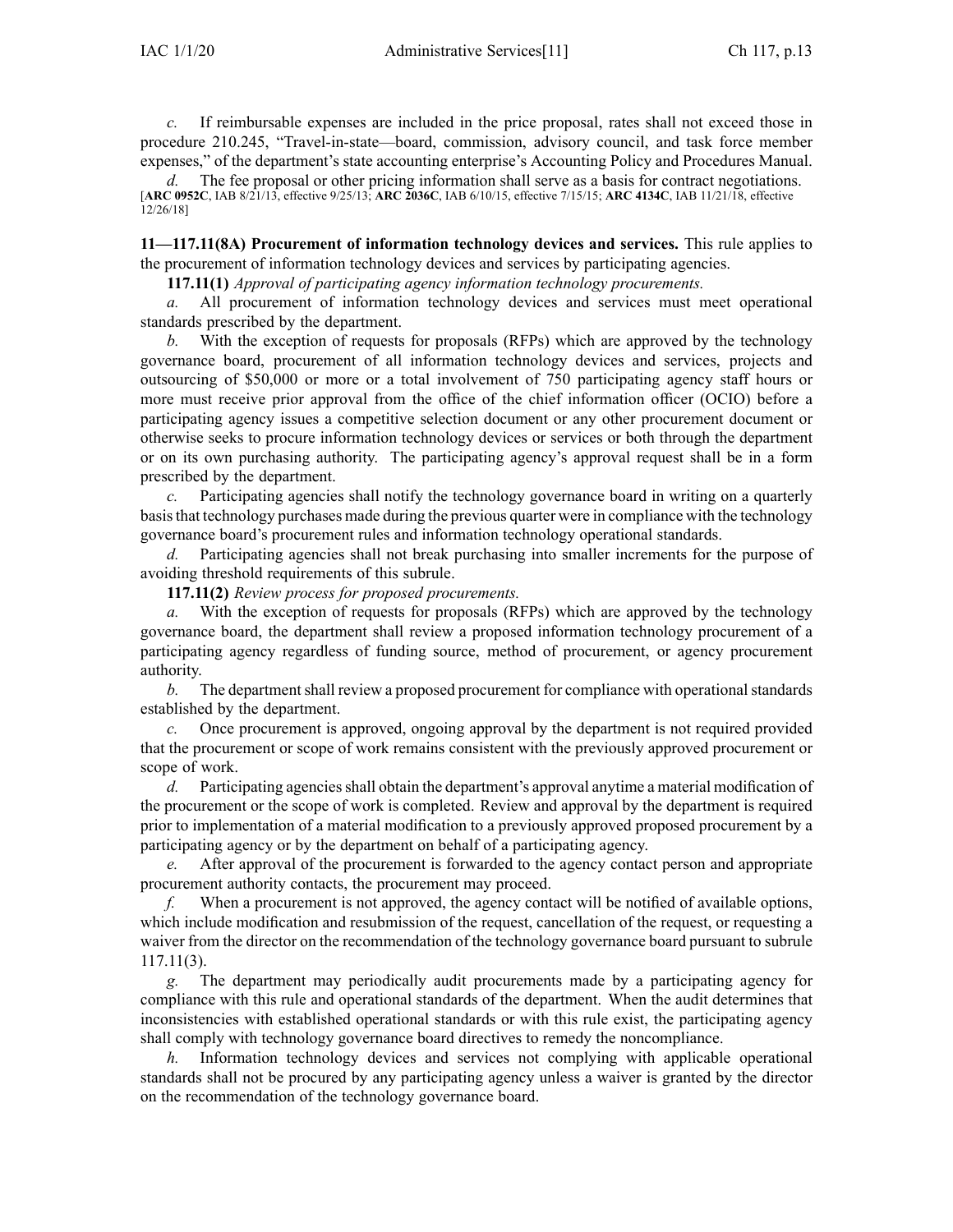*c.* If reimbursable expenses are included in the price proposal, rates shall not exceed those in procedure 210.245, "Travel-in-state—board, commission, advisory council, and task force member expenses," of the department's state accounting enterprise's Accounting Policy and Procedures Manual.

*d.* The fee proposal or other pricing information shall serve as a basis for contract negotiations.

[**ARC 0952C**, IAB 8/21/13, effective 9/25/13; **ARC 2036C**, IAB 6/10/15, effective 7/15/15; **ARC 4134C**, IAB 11/21/18, effective 12/26/18]

**11—117.11(8A) Procurement of information technology devices and services.** This rule applies to the procurement of information technology devices and services by participating agencies.

**117.11(1)** *Approval of participating agency information technology procurements.*

*a.* All procurement of information technology devices and services must meet operational standards prescribed by the department.

*b.* With the exception of requests for proposals (RFPs) which are approved by the technology governance board, procurement of all information technology devices and services, projects and outsourcing of $50,000 or more or a total involvement of 750 participating agency staff hours or more must receive prior approval from the office of the chief information officer (OCIO) before a participating agency issues a competitive selection document or any other procurement document or otherwise seeks to procure information technology devices or services or both through the department or on its own purchasing authority. The participating agency's approval request shall be in a form prescribed by the department.

*c.* Participating agencies shall notify the technology governance board in writing on a quarterly basis that technology purchases made during the previous quarter were in compliance with the technology governance board's procurement rules and information technology operational standards.

*d.* Participating agencies shall not break purchasing into smaller increments for the purpose of avoiding threshold requirements of this subrule.

**117.11(2)** *Review process for proposed procurements.*

*a.* With the exception of requests for proposals (RFPs) which are approved by the technology governance board, the department shall review a proposed information technology procurement of a participating agency regardless of funding source, method of procurement, or agency procurement authority.

*b.* The department shall review a proposed procurement for compliance with operational standards established by the department.

*c.* Once procurement is approved, ongoing approval by the department is not required provided that the procurement or scope of work remains consistent with the previously approved procurement or scope of work.

*d.* Participating agencies shall obtain the department's approval anytime a material modification of the procurement or the scope of work is completed. Review and approval by the department is required prior to implementation of a material modification to a previously approved proposed procurement by a participating agency or by the department on behalf of a participating agency.

*e.* After approval of the procurement is forwarded to the agency contact person and appropriate procurement authority contacts, the procurement may proceed.

*f.* When a procurement is not approved, the agency contact will be notified of available options, which include modification and resubmission of the request, cancellation of the request, or requesting a waiver from the director on the recommendation of the technology governance board pursuant to subrule 117.11(3).

*g.* The department may periodically audit procurements made by a participating agency for compliance with this rule and operational standards of the department. When the audit determines that inconsistencies with established operational standards or with this rule exist, the participating agency shall comply with technology governance board directives to remedy the noncompliance.

*h.* Information technology devices and services not complying with applicable operational standards shall not be procured by any participating agency unless a waiver is granted by the director on the recommendation of the technology governance board.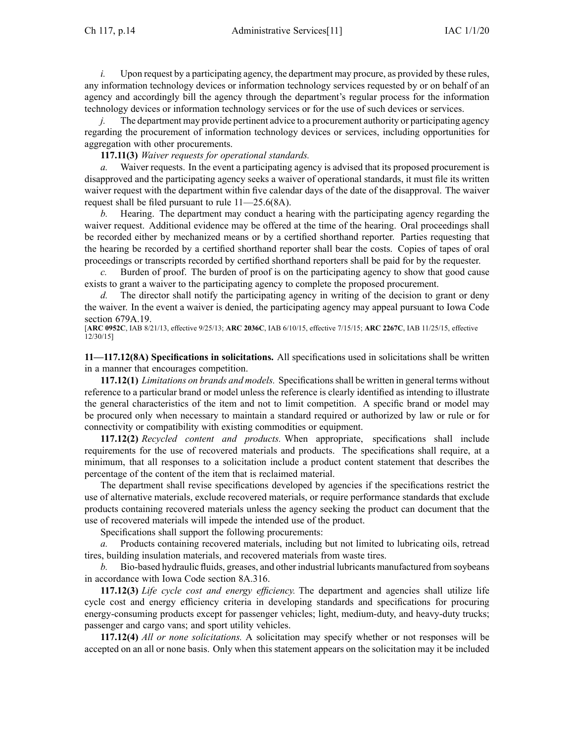*i.* Upon request by a participating agency, the department may procure, as provided by these rules, any information technology devices or information technology services requested by or on behalf of an agency and accordingly bill the agency through the department's regular process for the information technology devices or information technology services or for the use of such devices or services.

*j.* The department may provide pertinent advice to a procurement authority or participating agency regarding the procurement of information technology devices or services, including opportunities for aggregation with other procurements.

**117.11(3)** *Waiver requests for operational standards.*

*a.* Waiver requests. In the event a participating agency is advised that its proposed procurement is disapproved and the participating agency seeks a waiver of operational standards, it must file its written waiver request with the department within five calendar days of the date of the disapproval. The waiver request shall be filed pursuant to rule 11—25.6(8A).

*b.* Hearing. The department may conduct a hearing with the participating agency regarding the waiver request. Additional evidence may be offered at the time of the hearing. Oral proceedings shall be recorded either by mechanized means or by a certified shorthand reporter. Parties requesting that the hearing be recorded by a certified shorthand reporter shall bear the costs. Copies of tapes of oral proceedings or transcripts recorded by certified shorthand reporters shall be paid for by the requester.

*c.* Burden of proof. The burden of proof is on the participating agency to show that good cause exists to grant a waiver to the participating agency to complete the proposed procurement.

*d.* The director shall notify the participating agency in writing of the decision to grant or deny the waiver. In the event a waiver is denied, the participating agency may appeal pursuant to Iowa Code section 679A.19.

[**ARC 0952C**, IAB 8/21/13, effective 9/25/13; **ARC 2036C**, IAB 6/10/15, effective 7/15/15; **ARC 2267C**, IAB 11/25/15, effective 12/30/15]

**11—117.12(8A) Specifications in solicitations.** All specifications used in solicitations shall be written in a manner that encourages competition.

**117.12(1)** *Limitations on brands and models.* Specifications shall be written in general terms without reference to a particular brand or model unless the reference is clearly identified as intending to illustrate the general characteristics of the item and not to limit competition. A specific brand or model may be procured only when necessary to maintain a standard required or authorized by law or rule or for connectivity or compatibility with existing commodities or equipment.

**117.12(2)** *Recycled content and products.* When appropriate, specifications shall include requirements for the use of recovered materials and products. The specifications shall require, at a minimum, that all responses to a solicitation include a product content statement that describes the percentage of the content of the item that is reclaimed material.

The department shall revise specifications developed by agencies if the specifications restrict the use of alternative materials, exclude recovered materials, or require performance standards that exclude products containing recovered materials unless the agency seeking the product can document that the use of recovered materials will impede the intended use of the product.

Specifications shall support the following procurements:

*a.* Products containing recovered materials, including but not limited to lubricating oils, retread tires, building insulation materials, and recovered materials from waste tires.

*b.* Bio-based hydraulic fluids, greases, and other industrial lubricants manufactured from soybeans in accordance with Iowa Code section 8A.316.

**117.12(3)** *Life cycle cost and energy efficiency.* The department and agencies shall utilize life cycle cost and energy efficiency criteria in developing standards and specifications for procuring energy-consuming products except for passenger vehicles; light, medium-duty, and heavy-duty trucks; passenger and cargo vans; and sport utility vehicles.

**117.12(4)** *All or none solicitations.* A solicitation may specify whether or not responses will be accepted on an all or none basis. Only when this statement appears on the solicitation may it be included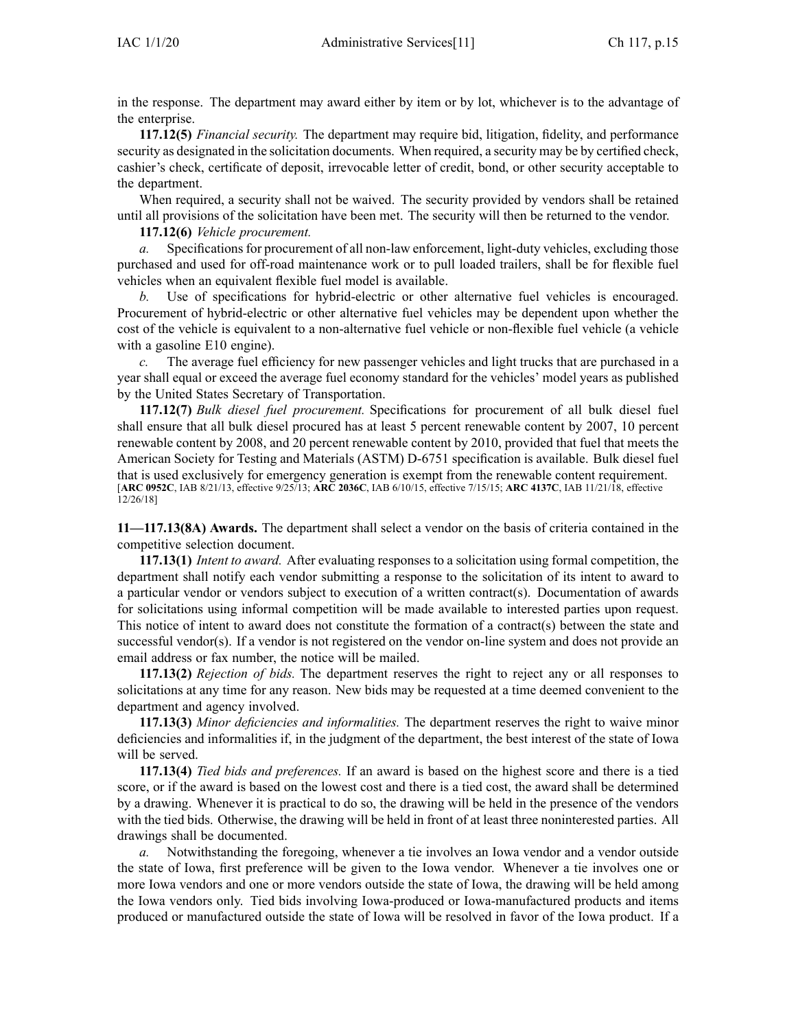in the response. The department may award either by item or by lot, whichever is to the advantage of the enterprise.

**117.12(5)** *Financial security.* The department may require bid, litigation, fidelity, and performance security as designated in the solicitation documents. When required, a security may be by certified check, cashier's check, certificate of deposit, irrevocable letter of credit, bond, or other security acceptable to the department.

When required, a security shall not be waived. The security provided by vendors shall be retained until all provisions of the solicitation have been met. The security will then be returned to the vendor.

**117.12(6)** *Vehicle procurement.*

*a.* Specifications for procurement of all non-law enforcement, light-duty vehicles, excluding those purchased and used for off-road maintenance work or to pull loaded trailers, shall be for flexible fuel vehicles when an equivalent flexible fuel model is available.

*b.* Use of specifications for hybrid-electric or other alternative fuel vehicles is encouraged. Procurement of hybrid-electric or other alternative fuel vehicles may be dependent upon whether the cost of the vehicle is equivalent to a non-alternative fuel vehicle or non-flexible fuel vehicle (a vehicle with a gasoline E10 engine).

*c.* The average fuel efficiency for new passenger vehicles and light trucks that are purchased in a year shall equal or exceed the average fuel economy standard for the vehicles' model years as published by the United States Secretary of Transportation.

**117.12(7)** *Bulk diesel fuel procurement.* Specifications for procurement of all bulk diesel fuel shall ensure that all bulk diesel procured has at least 5 percent renewable content by 2007, 10 percent renewable content by 2008, and 20 percent renewable content by 2010, provided that fuel that meets the American Society for Testing and Materials (ASTM) D-6751 specification is available. Bulk diesel fuel that is used exclusively for emergency generation is exempt from the renewable content requirement.

[**ARC 0952C**, IAB 8/21/13, effective 9/25/13; **ARC 2036C**, IAB 6/10/15, effective 7/15/15; **ARC 4137C**, IAB 11/21/18, effective 12/26/18]

**11—117.13(8A) Awards.** The department shall select a vendor on the basis of criteria contained in the competitive selection document.

**117.13(1)** *Intent to award.* After evaluating responses to a solicitation using formal competition, the department shall notify each vendor submitting a response to the solicitation of its intent to award to a particular vendor or vendors subject to execution of a written contract(s). Documentation of awards for solicitations using informal competition will be made available to interested parties upon request. This notice of intent to award does not constitute the formation of a contract(s) between the state and successful vendor(s). If a vendor is not registered on the vendor on-line system and does not provide an email address or fax number, the notice will be mailed.

**117.13(2)** *Rejection of bids.* The department reserves the right to reject any or all responses to solicitations at any time for any reason. New bids may be requested at a time deemed convenient to the department and agency involved.

**117.13(3)** *Minor deficiencies and informalities.* The department reserves the right to waive minor deficiencies and informalities if, in the judgment of the department, the best interest of the state of Iowa will be served.

**117.13(4)** *Tied bids and preferences.* If an award is based on the highest score and there is a tied score, or if the award is based on the lowest cost and there is a tied cost, the award shall be determined by a drawing. Whenever it is practical to do so, the drawing will be held in the presence of the vendors with the tied bids. Otherwise, the drawing will be held in front of at least three noninterested parties. All drawings shall be documented.

*a.* Notwithstanding the foregoing, whenever a tie involves an Iowa vendor and a vendor outside the state of Iowa, first preference will be given to the Iowa vendor. Whenever a tie involves one or more Iowa vendors and one or more vendors outside the state of Iowa, the drawing will be held among the Iowa vendors only. Tied bids involving Iowa-produced or Iowa-manufactured products and items produced or manufactured outside the state of Iowa will be resolved in favor of the Iowa product. If a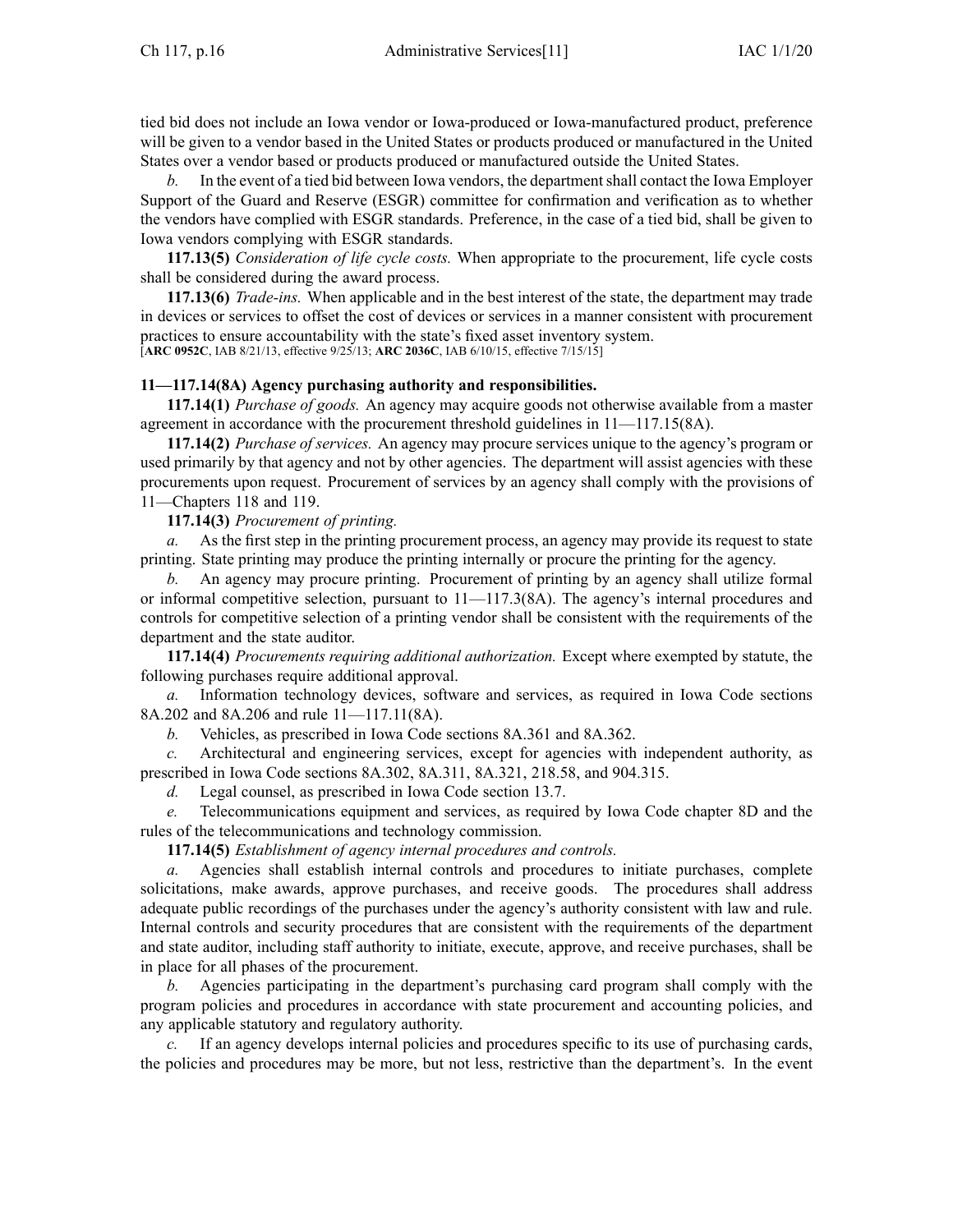tied bid does not include an Iowa vendor or Iowa-produced or Iowa-manufactured product, preference will be given to a vendor based in the United States or products produced or manufactured in the United States over a vendor based or products produced or manufactured outside the United States.

*b.* In the event of a tied bid between Iowa vendors, the department shall contact the Iowa Employer Support of the Guard and Reserve (ESGR) committee for confirmation and verification as to whether the vendors have complied with ESGR standards. Preference, in the case of a tied bid, shall be given to Iowa vendors complying with ESGR standards.

**117.13(5)** *Consideration of life cycle costs.* When appropriate to the procurement, life cycle costs shall be considered during the award process.

**117.13(6)** *Trade-ins.* When applicable and in the best interest of the state, the department may trade in devices or services to offset the cost of devices or services in a manner consistent with procurement practices to ensure accountability with the state's fixed asset inventory system.
[**ARC 0952C**, IAB 8/21/13, effective 9/25/13; **ARC 2036C**, IAB 6/10/15, effective 7/15/15]

**11—117.14(8A) Agency purchasing authority and responsibilities.**

**117.14(1)** *Purchase of goods.* An agency may acquire goods not otherwise available from a master agreement in accordance with the procurement threshold guidelines in 11—117.15(8A).

**117.14(2)** *Purchase of services.* An agency may procure services unique to the agency's program or used primarily by that agency and not by other agencies. The department will assist agencies with these procurements upon request. Procurement of services by an agency shall comply with the provisions of 11—Chapters 118 and 119.

**117.14(3)** *Procurement of printing.*

*a.* As the first step in the printing procurement process, an agency may provide its request to state printing. State printing may produce the printing internally or procure the printing for the agency.

*b.* An agency may procure printing. Procurement of printing by an agency shall utilize formal or informal competitive selection, pursuant to 11—117.3(8A). The agency's internal procedures and controls for competitive selection of a printing vendor shall be consistent with the requirements of the department and the state auditor.

**117.14(4)** *Procurements requiring additional authorization.* Except where exempted by statute, the following purchases require additional approval.

*a.* Information technology devices, software and services, as required in Iowa Code sections 8A.202 and 8A.206 and rule 11—117.11(8A).

*b.* Vehicles, as prescribed in Iowa Code sections 8A.361 and 8A.362.

*c.* Architectural and engineering services, except for agencies with independent authority, as prescribed in Iowa Code sections 8A.302, 8A.311, 8A.321, 218.58, and 904.315.

*d.* Legal counsel, as prescribed in Iowa Code section 13.7.

*e.* Telecommunications equipment and services, as required by Iowa Code chapter 8D and the rules of the telecommunications and technology commission.

**117.14(5)** *Establishment of agency internal procedures and controls.*

*a.* Agencies shall establish internal controls and procedures to initiate purchases, complete solicitations, make awards, approve purchases, and receive goods. The procedures shall address adequate public recordings of the purchases under the agency's authority consistent with law and rule. Internal controls and security procedures that are consistent with the requirements of the department and state auditor, including staff authority to initiate, execute, approve, and receive purchases, shall be in place for all phases of the procurement.

*b.* Agencies participating in the department's purchasing card program shall comply with the program policies and procedures in accordance with state procurement and accounting policies, and any applicable statutory and regulatory authority.

*c.* If an agency develops internal policies and procedures specific to its use of purchasing cards, the policies and procedures may be more, but not less, restrictive than the department's. In the event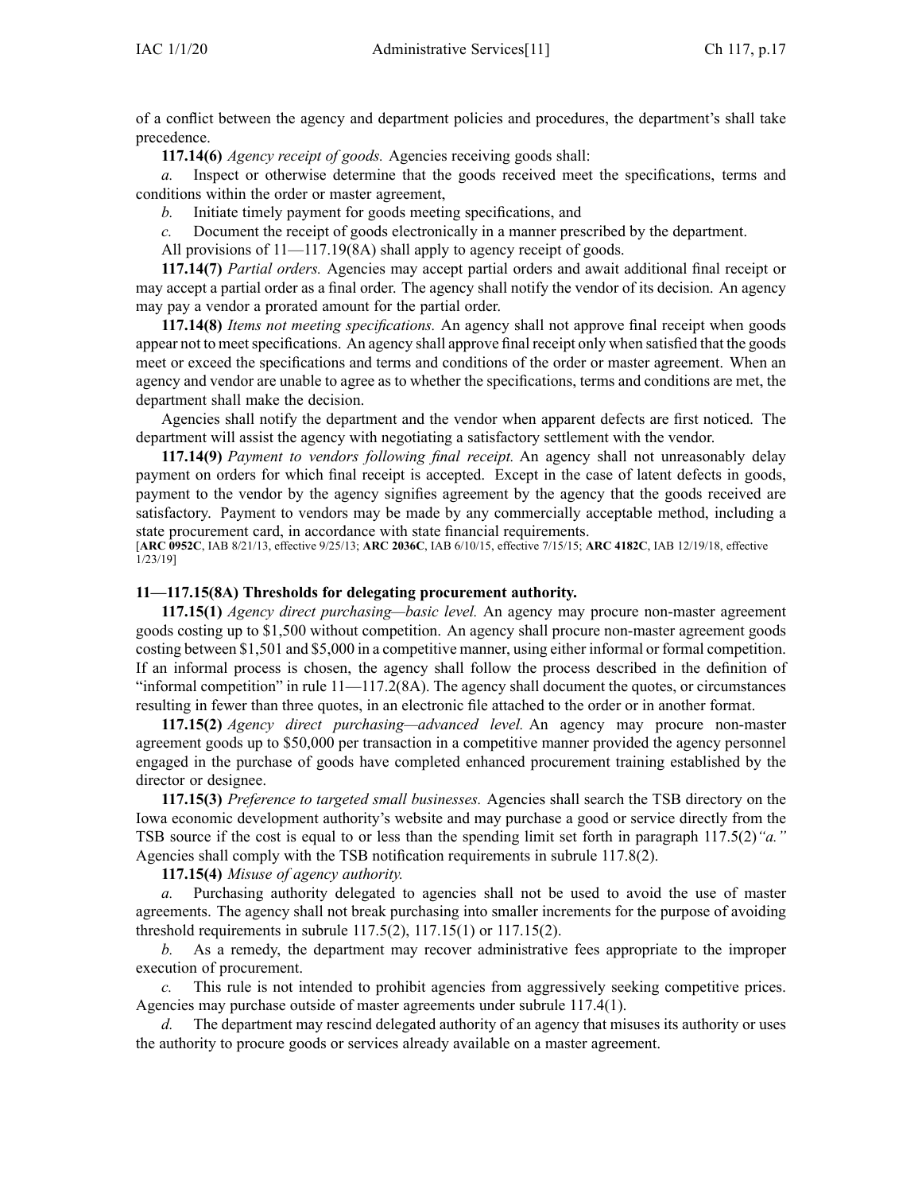of a conflict between the agency and department policies and procedures, the department's shall take precedence.

**117.14(6)** *Agency receipt of goods.* Agencies receiving goods shall:

*a.* Inspect or otherwise determine that the goods received meet the specifications, terms and conditions within the order or master agreement,

*b.* Initiate timely payment for goods meeting specifications, and

*c.* Document the receipt of goods electronically in a manner prescribed by the department.

All provisions of 11—117.19(8A) shall apply to agency receipt of goods.

**117.14(7)** *Partial orders.* Agencies may accept partial orders and await additional final receipt or may accept a partial order as a final order. The agency shall notify the vendor of its decision. An agency may pay a vendor a prorated amount for the partial order.

**117.14(8)** *Items not meeting specifications.* An agency shall not approve final receipt when goods appear not to meet specifications. An agency shall approve final receipt only when satisfied that the goods meet or exceed the specifications and terms and conditions of the order or master agreement. When an agency and vendor are unable to agree as to whether the specifications, terms and conditions are met, the department shall make the decision.

Agencies shall notify the department and the vendor when apparent defects are first noticed. The department will assist the agency with negotiating a satisfactory settlement with the vendor.

**117.14(9)** *Payment to vendors following final receipt.* An agency shall not unreasonably delay payment on orders for which final receipt is accepted. Except in the case of latent defects in goods, payment to the vendor by the agency signifies agreement by the agency that the goods received are satisfactory. Payment to vendors may be made by any commercially acceptable method, including a state procurement card, in accordance with state financial requirements.

[**ARC 0952C**, IAB 8/21/13, effective 9/25/13; **ARC 2036C**, IAB 6/10/15, effective 7/15/15; **ARC 4182C**, IAB 12/19/18, effective 1/23/19]

**11—117.15(8A) Thresholds for delegating procurement authority.**

**117.15(1)** *Agency direct purchasing—basic level.* An agency may procure non-master agreement goods costing up to $1,500 without competition. An agency shall procure non-master agreement goods costing between $1,501 and $5,000 in a competitive manner, using either informal or formal competition. If an informal process is chosen, the agency shall follow the process described in the definition of "informal competition" in rule 11—117.2(8A). The agency shall document the quotes, or circumstances resulting in fewer than three quotes, in an electronic file attached to the order or in another format.

**117.15(2)** *Agency direct purchasing—advanced level.* An agency may procure non-master agreement goods up to $50,000 per transaction in a competitive manner provided the agency personnel engaged in the purchase of goods have completed enhanced procurement training established by the director or designee.

**117.15(3)** *Preference to targeted small businesses.* Agencies shall search the TSB directory on the Iowa economic development authority's website and may purchase a good or service directly from the TSB source if the cost is equal to or less than the spending limit set forth in paragraph 117.5(2)*"a."* Agencies shall comply with the TSB notification requirements in subrule 117.8(2).

**117.15(4)** *Misuse of agency authority.*

*a.* Purchasing authority delegated to agencies shall not be used to avoid the use of master agreements. The agency shall not break purchasing into smaller increments for the purpose of avoiding threshold requirements in subrule 117.5(2), 117.15(1) or 117.15(2).

*b.* As a remedy, the department may recover administrative fees appropriate to the improper execution of procurement.

*c.* This rule is not intended to prohibit agencies from aggressively seeking competitive prices. Agencies may purchase outside of master agreements under subrule 117.4(1).

*d.* The department may rescind delegated authority of an agency that misuses its authority or uses the authority to procure goods or services already available on a master agreement.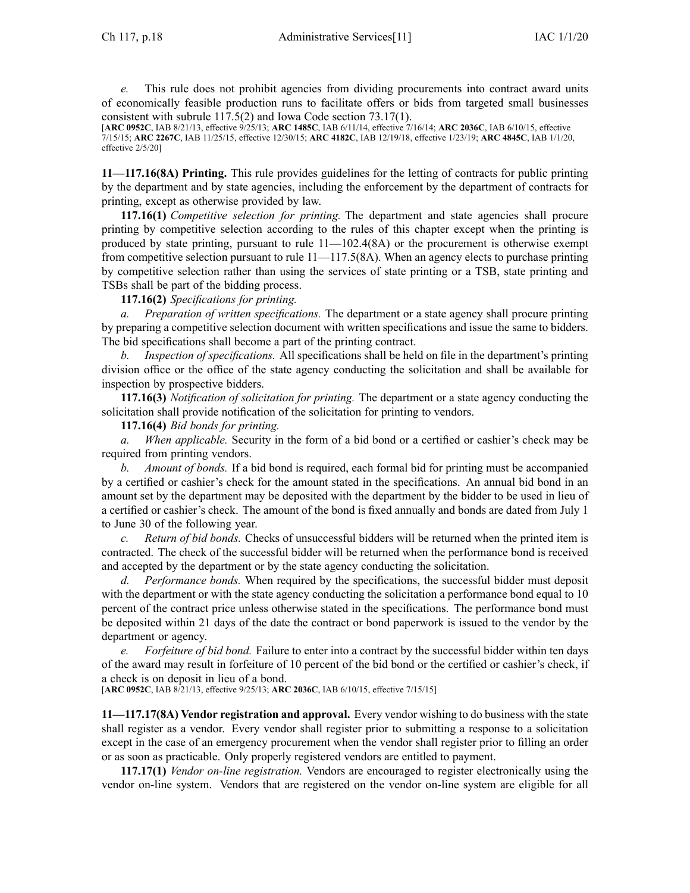*e.* This rule does not prohibit agencies from dividing procurements into contract award units of economically feasible production runs to facilitate offers or bids from targeted small businesses consistent with subrule 117.5(2) and Iowa Code section 73.17(1).

[**ARC 0952C**, IAB 8/21/13, effective 9/25/13; **ARC 1485C**, IAB 6/11/14, effective 7/16/14; **ARC 2036C**, IAB 6/10/15, effective 7/15/15; **ARC 2267C**, IAB 11/25/15, effective 12/30/15; **ARC 4182C**, IAB 12/19/18, effective 1/23/19; **ARC 4845C**, IAB 1/1/20, effective 2/5/20]

**11—117.16(8A) Printing.** This rule provides guidelines for the letting of contracts for public printing by the department and by state agencies, including the enforcement by the department of contracts for printing, except as otherwise provided by law.

**117.16(1)** *Competitive selection for printing.* The department and state agencies shall procure printing by competitive selection according to the rules of this chapter except when the printing is produced by state printing, pursuant to rule 11—102.4(8A) or the procurement is otherwise exempt from competitive selection pursuant to rule 11—117.5(8A). When an agency elects to purchase printing by competitive selection rather than using the services of state printing or a TSB, state printing and TSBs shall be part of the bidding process.

**117.16(2)** *Specifications for printing.*

*a.* *Preparation of written specifications.* The department or a state agency shall procure printing by preparing a competitive selection document with written specifications and issue the same to bidders. The bid specifications shall become a part of the printing contract.

*b.* *Inspection of specifications.* All specifications shall be held on file in the department's printing division office or the office of the state agency conducting the solicitation and shall be available for inspection by prospective bidders.

**117.16(3)** *Notification of solicitation for printing.* The department or a state agency conducting the solicitation shall provide notification of the solicitation for printing to vendors.

**117.16(4)** *Bid bonds for printing.*

*a.* *When applicable.* Security in the form of a bid bond or a certified or cashier's check may be required from printing vendors.

*b.* *Amount of bonds.* If a bid bond is required, each formal bid for printing must be accompanied by a certified or cashier's check for the amount stated in the specifications. An annual bid bond in an amount set by the department may be deposited with the department by the bidder to be used in lieu of a certified or cashier's check. The amount of the bond is fixed annually and bonds are dated from July 1 to June 30 of the following year.

*c.* *Return of bid bonds.* Checks of unsuccessful bidders will be returned when the printed item is contracted. The check of the successful bidder will be returned when the performance bond is received and accepted by the department or by the state agency conducting the solicitation.

*d.* *Performance bonds.* When required by the specifications, the successful bidder must deposit with the department or with the state agency conducting the solicitation a performance bond equal to 10 percent of the contract price unless otherwise stated in the specifications. The performance bond must be deposited within 21 days of the date the contract or bond paperwork is issued to the vendor by the department or agency.

*e.* *Forfeiture of bid bond.* Failure to enter into a contract by the successful bidder within ten days of the award may result in forfeiture of 10 percent of the bid bond or the certified or cashier's check, if a check is on deposit in lieu of a bond.

[**ARC 0952C**, IAB 8/21/13, effective 9/25/13; **ARC 2036C**, IAB 6/10/15, effective 7/15/15]

**11—117.17(8A) Vendor registration and approval.** Every vendor wishing to do business with the state shall register as a vendor. Every vendor shall register prior to submitting a response to a solicitation except in the case of an emergency procurement when the vendor shall register prior to filling an order or as soon as practicable. Only properly registered vendors are entitled to payment.

**117.17(1)** *Vendor on-line registration.* Vendors are encouraged to register electronically using the vendor on-line system. Vendors that are registered on the vendor on-line system are eligible for all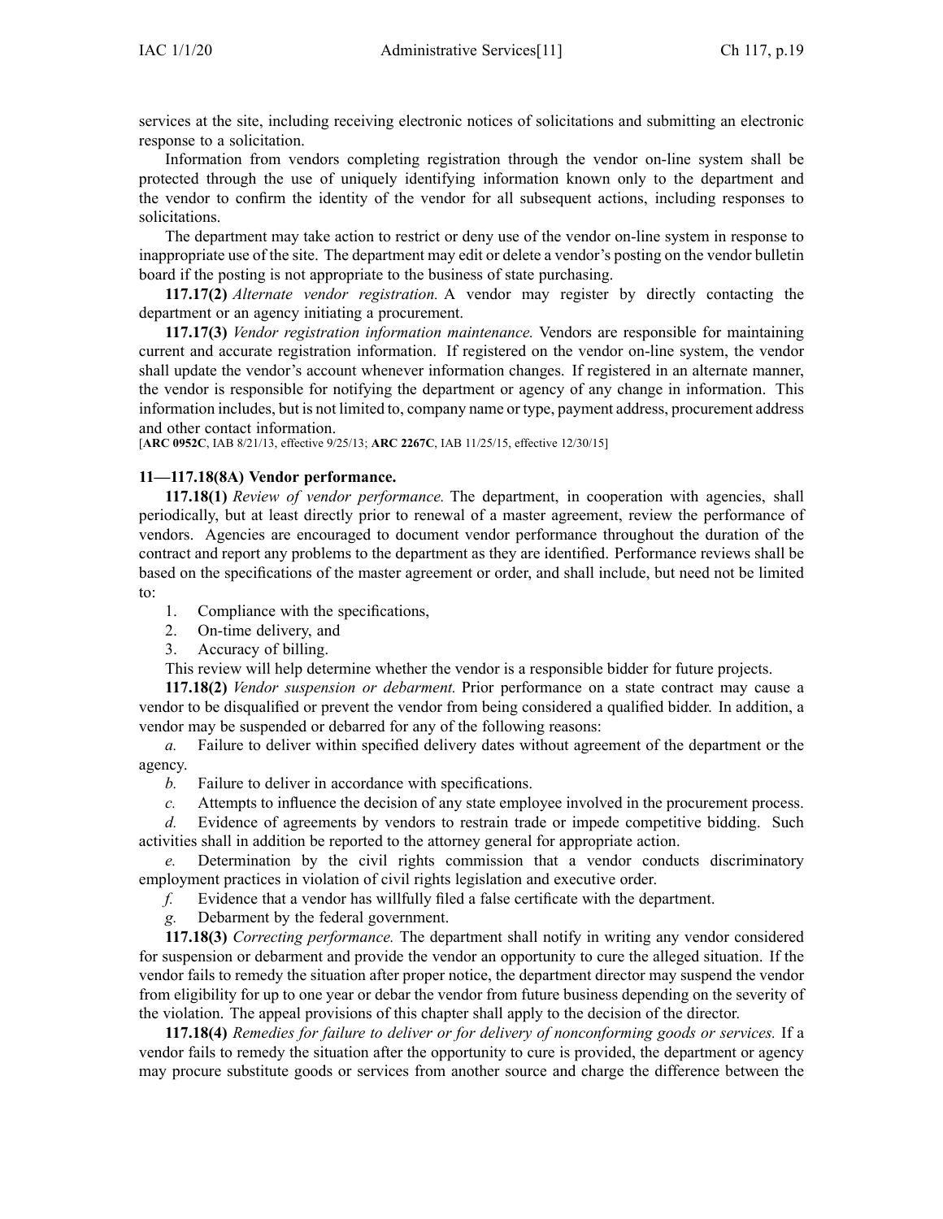services at the site, including receiving electronic notices of solicitations and submitting an electronic response to a solicitation.

Information from vendors completing registration through the vendor on-line system shall be protected through the use of uniquely identifying information known only to the department and the vendor to confirm the identity of the vendor for all subsequent actions, including responses to solicitations.

The department may take action to restrict or deny use of the vendor on-line system in response to inappropriate use of the site. The department may edit or delete a vendor's posting on the vendor bulletin board if the posting is not appropriate to the business of state purchasing.

**117.17(2)** *Alternate vendor registration.* A vendor may register by directly contacting the department or an agency initiating a procurement.

**117.17(3)** *Vendor registration information maintenance.* Vendors are responsible for maintaining current and accurate registration information. If registered on the vendor on-line system, the vendor shall update the vendor's account whenever information changes. If registered in an alternate manner, the vendor is responsible for notifying the department or agency of any change in information. This information includes, but is not limited to, company name or type, payment address, procurement address and other contact information.

[**ARC 0952C**, IAB 8/21/13, effective 9/25/13; **ARC 2267C**, IAB 11/25/15, effective 12/30/15]

### 11—117.18(8A) Vendor performance.

**117.18(1)** *Review of vendor performance.* The department, in cooperation with agencies, shall periodically, but at least directly prior to renewal of a master agreement, review the performance of vendors. Agencies are encouraged to document vendor performance throughout the duration of the contract and report any problems to the department as they are identified. Performance reviews shall be based on the specifications of the master agreement or order, and shall include, but need not be limited to:

1. Compliance with the specifications,
2. On-time delivery, and
3. Accuracy of billing.

This review will help determine whether the vendor is a responsible bidder for future projects.

**117.18(2)** *Vendor suspension or debarment.* Prior performance on a state contract may cause a vendor to be disqualified or prevent the vendor from being considered a qualified bidder. In addition, a vendor may be suspended or debarred for any of the following reasons:

*a.* Failure to deliver within specified delivery dates without agreement of the department or the agency.

*b.* Failure to deliver in accordance with specifications.

*c.* Attempts to influence the decision of any state employee involved in the procurement process.

*d.* Evidence of agreements by vendors to restrain trade or impede competitive bidding. Such activities shall in addition be reported to the attorney general for appropriate action.

*e.* Determination by the civil rights commission that a vendor conducts discriminatory employment practices in violation of civil rights legislation and executive order.

*f.* Evidence that a vendor has willfully filed a false certificate with the department.

*g.* Debarment by the federal government.

**117.18(3)** *Correcting performance.* The department shall notify in writing any vendor considered for suspension or debarment and provide the vendor an opportunity to cure the alleged situation. If the vendor fails to remedy the situation after proper notice, the department director may suspend the vendor from eligibility for up to one year or debar the vendor from future business depending on the severity of the violation. The appeal provisions of this chapter shall apply to the decision of the director.

**117.18(4)** *Remedies for failure to deliver or for delivery of nonconforming goods or services.* If a vendor fails to remedy the situation after the opportunity to cure is provided, the department or agency may procure substitute goods or services from another source and charge the difference between the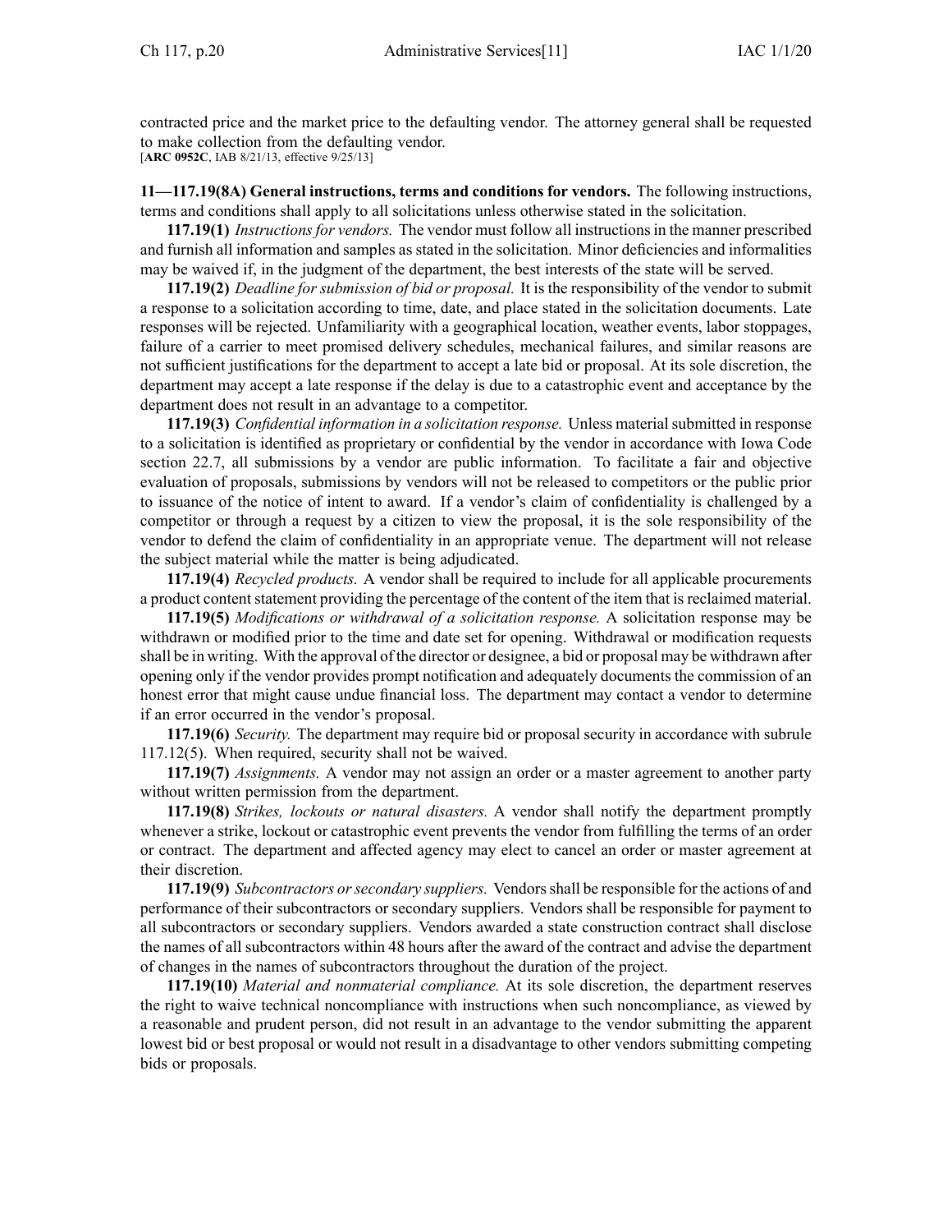contracted price and the market price to the defaulting vendor. The attorney general shall be requested to make collection from the defaulting vendor.
[**ARC 0952C**, IAB 8/21/13, effective 9/25/13]

**11—117.19(8A) General instructions, terms and conditions for vendors.** The following instructions, terms and conditions shall apply to all solicitations unless otherwise stated in the solicitation.

**117.19(1)** *Instructions for vendors.* The vendor must follow all instructions in the manner prescribed and furnish all information and samples as stated in the solicitation. Minor deficiencies and informalities may be waived if, in the judgment of the department, the best interests of the state will be served.

**117.19(2)** *Deadline for submission of bid or proposal.* It is the responsibility of the vendor to submit a response to a solicitation according to time, date, and place stated in the solicitation documents. Late responses will be rejected. Unfamiliarity with a geographical location, weather events, labor stoppages, failure of a carrier to meet promised delivery schedules, mechanical failures, and similar reasons are not sufficient justifications for the department to accept a late bid or proposal. At its sole discretion, the department may accept a late response if the delay is due to a catastrophic event and acceptance by the department does not result in an advantage to a competitor.

**117.19(3)** *Confidential information in a solicitation response.* Unless material submitted in response to a solicitation is identified as proprietary or confidential by the vendor in accordance with Iowa Code section 22.7, all submissions by a vendor are public information. To facilitate a fair and objective evaluation of proposals, submissions by vendors will not be released to competitors or the public prior to issuance of the notice of intent to award. If a vendor's claim of confidentiality is challenged by a competitor or through a request by a citizen to view the proposal, it is the sole responsibility of the vendor to defend the claim of confidentiality in an appropriate venue. The department will not release the subject material while the matter is being adjudicated.

**117.19(4)** *Recycled products.* A vendor shall be required to include for all applicable procurements a product content statement providing the percentage of the content of the item that is reclaimed material.

**117.19(5)** *Modifications or withdrawal of a solicitation response.* A solicitation response may be withdrawn or modified prior to the time and date set for opening. Withdrawal or modification requests shall be in writing. With the approval of the director or designee, a bid or proposal may be withdrawn after opening only if the vendor provides prompt notification and adequately documents the commission of an honest error that might cause undue financial loss. The department may contact a vendor to determine if an error occurred in the vendor's proposal.

**117.19(6)** *Security.* The department may require bid or proposal security in accordance with subrule 117.12(5). When required, security shall not be waived.

**117.19(7)** *Assignments.* A vendor may not assign an order or a master agreement to another party without written permission from the department.

**117.19(8)** *Strikes, lockouts or natural disasters.* A vendor shall notify the department promptly whenever a strike, lockout or catastrophic event prevents the vendor from fulfilling the terms of an order or contract. The department and affected agency may elect to cancel an order or master agreement at their discretion.

**117.19(9)** *Subcontractors or secondary suppliers.* Vendors shall be responsible for the actions of and performance of their subcontractors or secondary suppliers. Vendors shall be responsible for payment to all subcontractors or secondary suppliers. Vendors awarded a state construction contract shall disclose the names of all subcontractors within 48 hours after the award of the contract and advise the department of changes in the names of subcontractors throughout the duration of the project.

**117.19(10)** *Material and nonmaterial compliance.* At its sole discretion, the department reserves the right to waive technical noncompliance with instructions when such noncompliance, as viewed by a reasonable and prudent person, did not result in an advantage to the vendor submitting the apparent lowest bid or best proposal or would not result in a disadvantage to other vendors submitting competing bids or proposals.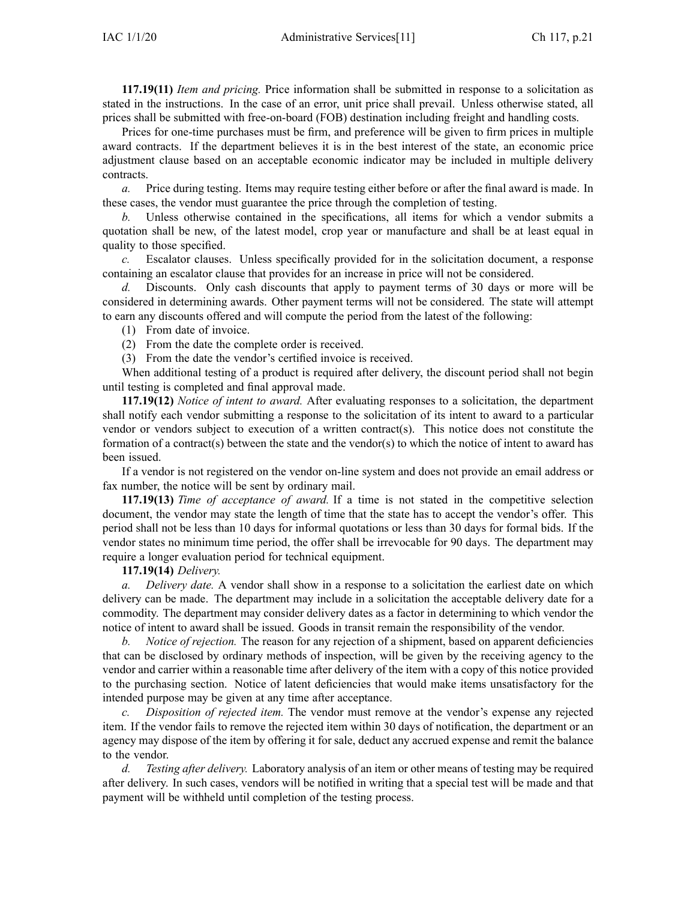**117.19(11)** *Item and pricing.* Price information shall be submitted in response to a solicitation as stated in the instructions. In the case of an error, unit price shall prevail. Unless otherwise stated, all prices shall be submitted with free-on-board (FOB) destination including freight and handling costs.

Prices for one-time purchases must be firm, and preference will be given to firm prices in multiple award contracts. If the department believes it is in the best interest of the state, an economic price adjustment clause based on an acceptable economic indicator may be included in multiple delivery contracts.

*a.* Price during testing. Items may require testing either before or after the final award is made. In these cases, the vendor must guarantee the price through the completion of testing.

*b.* Unless otherwise contained in the specifications, all items for which a vendor submits a quotation shall be new, of the latest model, crop year or manufacture and shall be at least equal in quality to those specified.

*c.* Escalator clauses. Unless specifically provided for in the solicitation document, a response containing an escalator clause that provides for an increase in price will not be considered.

*d.* Discounts. Only cash discounts that apply to payment terms of 30 days or more will be considered in determining awards. Other payment terms will not be considered. The state will attempt to earn any discounts offered and will compute the period from the latest of the following:

(1) From date of invoice.

(2) From the date the complete order is received.

(3) From the date the vendor's certified invoice is received.

When additional testing of a product is required after delivery, the discount period shall not begin until testing is completed and final approval made.

**117.19(12)** *Notice of intent to award.* After evaluating responses to a solicitation, the department shall notify each vendor submitting a response to the solicitation of its intent to award to a particular vendor or vendors subject to execution of a written contract(s). This notice does not constitute the formation of a contract(s) between the state and the vendor(s) to which the notice of intent to award has been issued.

If a vendor is not registered on the vendor on-line system and does not provide an email address or fax number, the notice will be sent by ordinary mail.

**117.19(13)** *Time of acceptance of award.* If a time is not stated in the competitive selection document, the vendor may state the length of time that the state has to accept the vendor's offer. This period shall not be less than 10 days for informal quotations or less than 30 days for formal bids. If the vendor states no minimum time period, the offer shall be irrevocable for 90 days. The department may require a longer evaluation period for technical equipment.

**117.19(14)** *Delivery.*

*a.* *Delivery date.* A vendor shall show in a response to a solicitation the earliest date on which delivery can be made. The department may include in a solicitation the acceptable delivery date for a commodity. The department may consider delivery dates as a factor in determining to which vendor the notice of intent to award shall be issued. Goods in transit remain the responsibility of the vendor.

*b.* *Notice of rejection.* The reason for any rejection of a shipment, based on apparent deficiencies that can be disclosed by ordinary methods of inspection, will be given by the receiving agency to the vendor and carrier within a reasonable time after delivery of the item with a copy of this notice provided to the purchasing section. Notice of latent deficiencies that would make items unsatisfactory for the intended purpose may be given at any time after acceptance.

*c.* *Disposition of rejected item.* The vendor must remove at the vendor's expense any rejected item. If the vendor fails to remove the rejected item within 30 days of notification, the department or an agency may dispose of the item by offering it for sale, deduct any accrued expense and remit the balance to the vendor.

*d.* *Testing after delivery.* Laboratory analysis of an item or other means of testing may be required after delivery. In such cases, vendors will be notified in writing that a special test will be made and that payment will be withheld until completion of the testing process.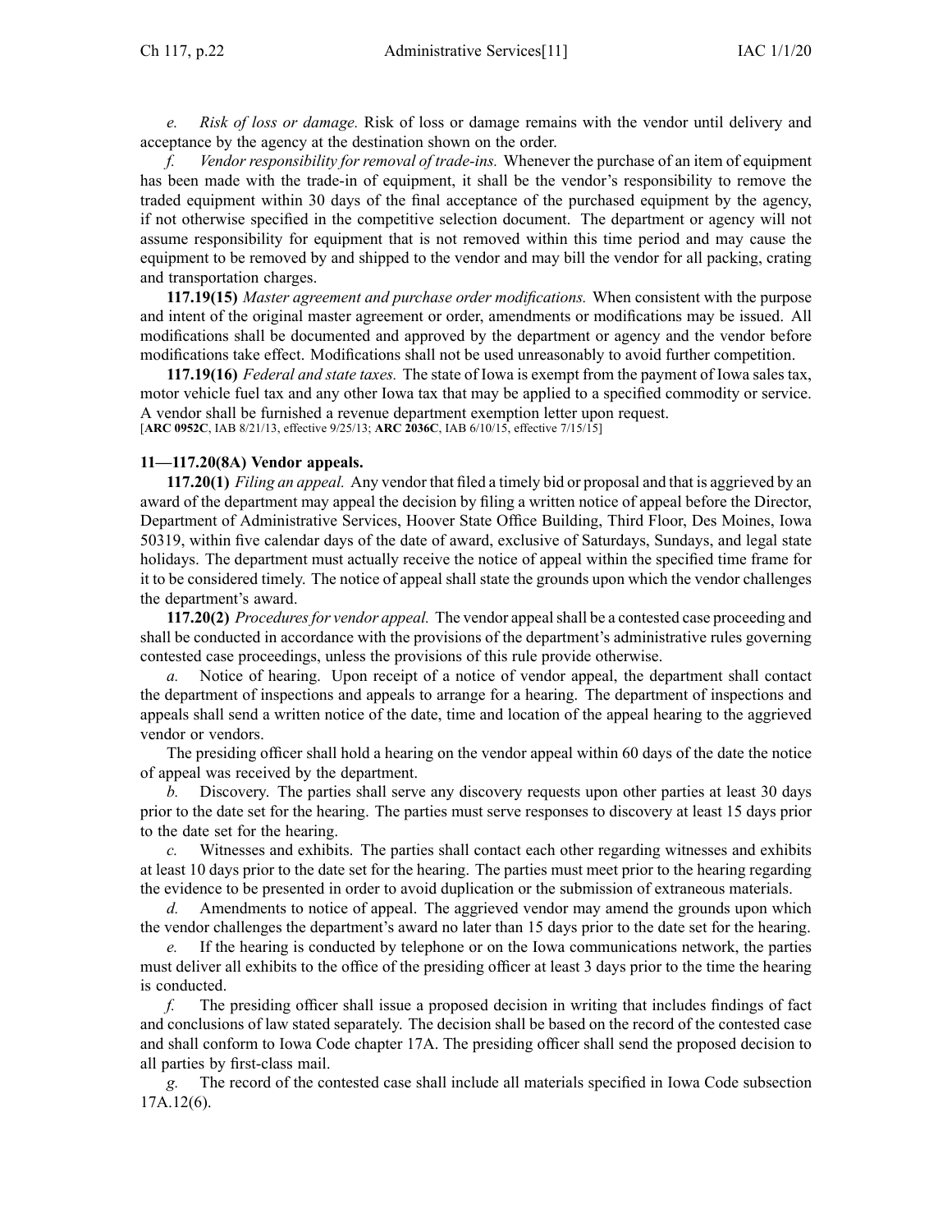*e. Risk of loss or damage.* Risk of loss or damage remains with the vendor until delivery and acceptance by the agency at the destination shown on the order.

*f. Vendor responsibility for removal of trade-ins.* Whenever the purchase of an item of equipment has been made with the trade-in of equipment, it shall be the vendor's responsibility to remove the traded equipment within 30 days of the final acceptance of the purchased equipment by the agency, if not otherwise specified in the competitive selection document. The department or agency will not assume responsibility for equipment that is not removed within this time period and may cause the equipment to be removed by and shipped to the vendor and may bill the vendor for all packing, crating and transportation charges.

**117.19(15)** *Master agreement and purchase order modifications.* When consistent with the purpose and intent of the original master agreement or order, amendments or modifications may be issued. All modifications shall be documented and approved by the department or agency and the vendor before modifications take effect. Modifications shall not be used unreasonably to avoid further competition.

**117.19(16)** *Federal and state taxes.* The state of Iowa is exempt from the payment of Iowa sales tax, motor vehicle fuel tax and any other Iowa tax that may be applied to a specified commodity or service. A vendor shall be furnished a revenue department exemption letter upon request.
[**ARC 0952C**, IAB 8/21/13, effective 9/25/13; **ARC 2036C**, IAB 6/10/15, effective 7/15/15]

**11—117.20(8A) Vendor appeals.**

**117.20(1)** *Filing an appeal.* Any vendor that filed a timely bid or proposal and that is aggrieved by an award of the department may appeal the decision by filing a written notice of appeal before the Director, Department of Administrative Services, Hoover State Office Building, Third Floor, Des Moines, Iowa 50319, within five calendar days of the date of award, exclusive of Saturdays, Sundays, and legal state holidays. The department must actually receive the notice of appeal within the specified time frame for it to be considered timely. The notice of appeal shall state the grounds upon which the vendor challenges the department's award.

**117.20(2)** *Procedures for vendor appeal.* The vendor appeal shall be a contested case proceeding and shall be conducted in accordance with the provisions of the department's administrative rules governing contested case proceedings, unless the provisions of this rule provide otherwise.

*a.* Notice of hearing. Upon receipt of a notice of vendor appeal, the department shall contact the department of inspections and appeals to arrange for a hearing. The department of inspections and appeals shall send a written notice of the date, time and location of the appeal hearing to the aggrieved vendor or vendors.

The presiding officer shall hold a hearing on the vendor appeal within 60 days of the date the notice of appeal was received by the department.

*b.* Discovery. The parties shall serve any discovery requests upon other parties at least 30 days prior to the date set for the hearing. The parties must serve responses to discovery at least 15 days prior to the date set for the hearing.

*c.* Witnesses and exhibits. The parties shall contact each other regarding witnesses and exhibits at least 10 days prior to the date set for the hearing. The parties must meet prior to the hearing regarding the evidence to be presented in order to avoid duplication or the submission of extraneous materials.

*d.* Amendments to notice of appeal. The aggrieved vendor may amend the grounds upon which the vendor challenges the department's award no later than 15 days prior to the date set for the hearing.

*e.* If the hearing is conducted by telephone or on the Iowa communications network, the parties must deliver all exhibits to the office of the presiding officer at least 3 days prior to the time the hearing is conducted.

*f.* The presiding officer shall issue a proposed decision in writing that includes findings of fact and conclusions of law stated separately. The decision shall be based on the record of the contested case and shall conform to Iowa Code chapter 17A. The presiding officer shall send the proposed decision to all parties by first-class mail.

*g.* The record of the contested case shall include all materials specified in Iowa Code subsection 17A.12(6).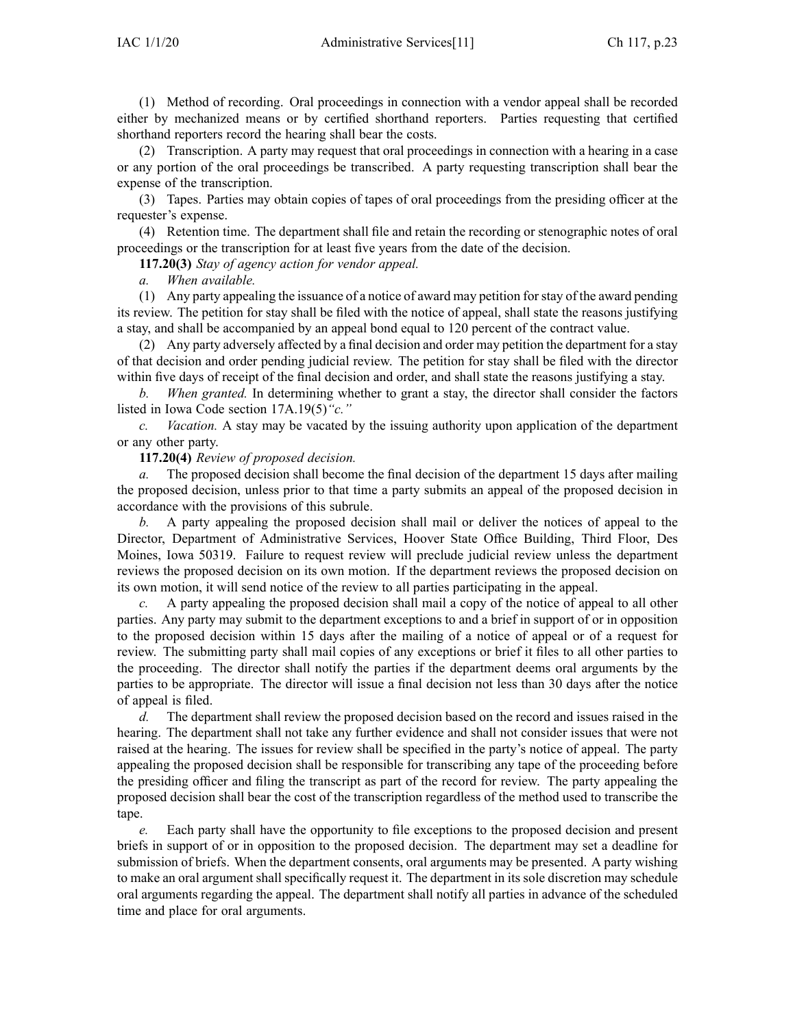(1) Method of recording. Oral proceedings in connection with a vendor appeal shall be recorded either by mechanized means or by certified shorthand reporters. Parties requesting that certified shorthand reporters record the hearing shall bear the costs.

(2) Transcription. A party may request that oral proceedings in connection with a hearing in a case or any portion of the oral proceedings be transcribed. A party requesting transcription shall bear the expense of the transcription.

(3) Tapes. Parties may obtain copies of tapes of oral proceedings from the presiding officer at the requester's expense.

(4) Retention time. The department shall file and retain the recording or stenographic notes of oral proceedings or the transcription for at least five years from the date of the decision.

**117.20(3)** *Stay of agency action for vendor appeal.*

*a. When available.*

(1) Any party appealing the issuance of a notice of award may petition for stay of the award pending its review. The petition for stay shall be filed with the notice of appeal, shall state the reasons justifying a stay, and shall be accompanied by an appeal bond equal to 120 percent of the contract value.

(2) Any party adversely affected by a final decision and order may petition the department for a stay of that decision and order pending judicial review. The petition for stay shall be filed with the director within five days of receipt of the final decision and order, and shall state the reasons justifying a stay.

*b. When granted.* In determining whether to grant a stay, the director shall consider the factors listed in Iowa Code section 17A.19(5)*"c."*

*c. Vacation.* A stay may be vacated by the issuing authority upon application of the department or any other party.

**117.20(4)** *Review of proposed decision.*

*a.* The proposed decision shall become the final decision of the department 15 days after mailing the proposed decision, unless prior to that time a party submits an appeal of the proposed decision in accordance with the provisions of this subrule.

*b.* A party appealing the proposed decision shall mail or deliver the notices of appeal to the Director, Department of Administrative Services, Hoover State Office Building, Third Floor, Des Moines, Iowa 50319. Failure to request review will preclude judicial review unless the department reviews the proposed decision on its own motion. If the department reviews the proposed decision on its own motion, it will send notice of the review to all parties participating in the appeal.

*c.* A party appealing the proposed decision shall mail a copy of the notice of appeal to all other parties. Any party may submit to the department exceptions to and a brief in support of or in opposition to the proposed decision within 15 days after the mailing of a notice of appeal or of a request for review. The submitting party shall mail copies of any exceptions or brief it files to all other parties to the proceeding. The director shall notify the parties if the department deems oral arguments by the parties to be appropriate. The director will issue a final decision not less than 30 days after the notice of appeal is filed.

*d.* The department shall review the proposed decision based on the record and issues raised in the hearing. The department shall not take any further evidence and shall not consider issues that were not raised at the hearing. The issues for review shall be specified in the party's notice of appeal. The party appealing the proposed decision shall be responsible for transcribing any tape of the proceeding before the presiding officer and filing the transcript as part of the record for review. The party appealing the proposed decision shall bear the cost of the transcription regardless of the method used to transcribe the tape.

*e.* Each party shall have the opportunity to file exceptions to the proposed decision and present briefs in support of or in opposition to the proposed decision. The department may set a deadline for submission of briefs. When the department consents, oral arguments may be presented. A party wishing to make an oral argument shall specifically request it. The department in its sole discretion may schedule oral arguments regarding the appeal. The department shall notify all parties in advance of the scheduled time and place for oral arguments.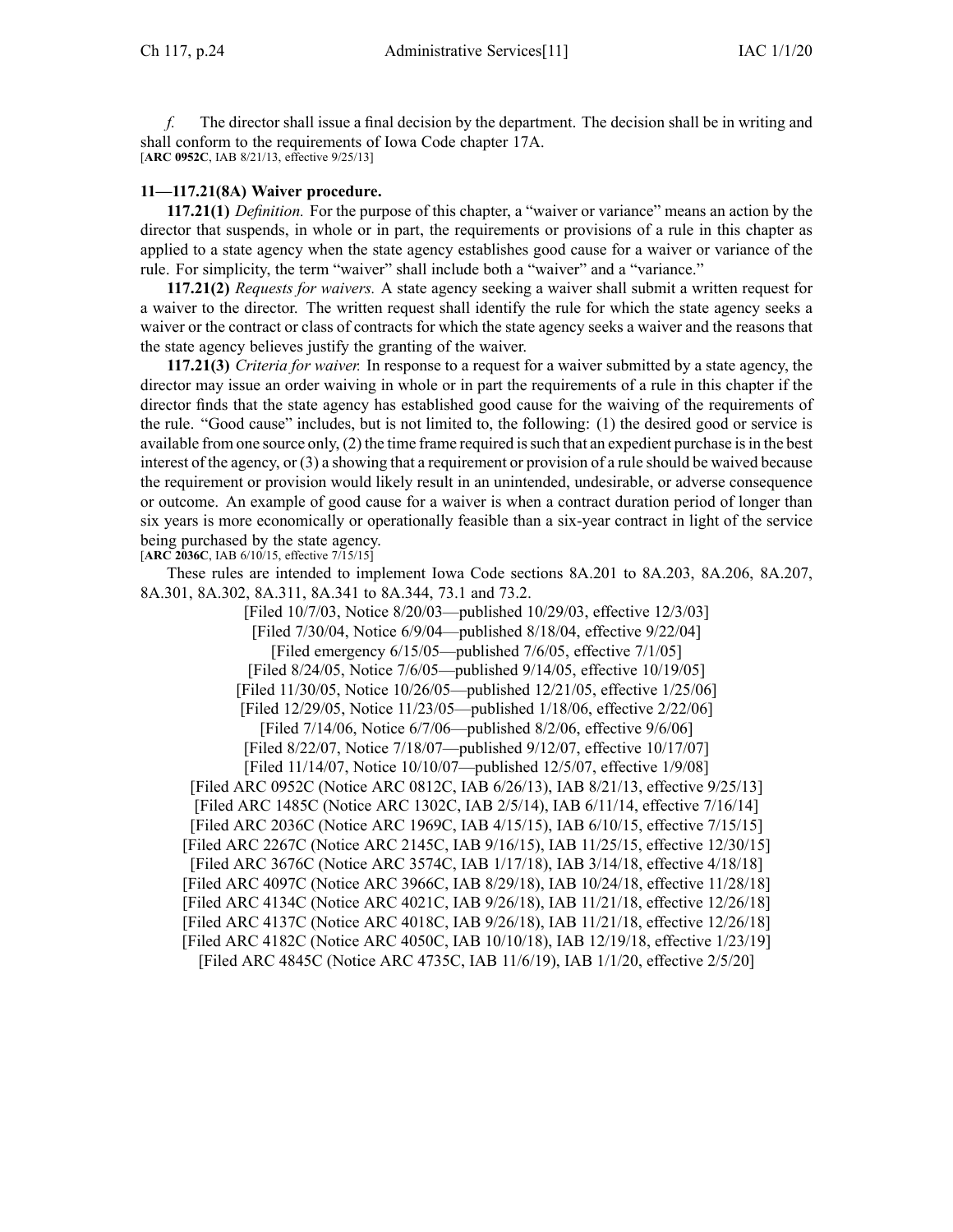*f.* The director shall issue a final decision by the department. The decision shall be in writing and shall conform to the requirements of Iowa Code chapter 17A.
[**ARC 0952C**, IAB 8/21/13, effective 9/25/13]

**11—117.21(8A) Waiver procedure.**

**117.21(1)** *Definition.* For the purpose of this chapter, a "waiver or variance" means an action by the director that suspends, in whole or in part, the requirements or provisions of a rule in this chapter as applied to a state agency when the state agency establishes good cause for a waiver or variance of the rule. For simplicity, the term "waiver" shall include both a "waiver" and a "variance."

**117.21(2)** *Requests for waivers.* A state agency seeking a waiver shall submit a written request for a waiver to the director. The written request shall identify the rule for which the state agency seeks a waiver or the contract or class of contracts for which the state agency seeks a waiver and the reasons that the state agency believes justify the granting of the waiver.

**117.21(3)** *Criteria for waiver.* In response to a request for a waiver submitted by a state agency, the director may issue an order waiving in whole or in part the requirements of a rule in this chapter if the director finds that the state agency has established good cause for the waiving of the requirements of the rule. "Good cause" includes, but is not limited to, the following: (1) the desired good or service is available from one source only, (2) the time frame required is such that an expedient purchase is in the best interest of the agency, or (3) a showing that a requirement or provision of a rule should be waived because the requirement or provision would likely result in an unintended, undesirable, or adverse consequence or outcome. An example of good cause for a waiver is when a contract duration period of longer than six years is more economically or operationally feasible than a six-year contract in light of the service being purchased by the state agency.
[**ARC 2036C**, IAB 6/10/15, effective 7/15/15]

These rules are intended to implement Iowa Code sections 8A.201 to 8A.203, 8A.206, 8A.207, 8A.301, 8A.302, 8A.311, 8A.341 to 8A.344, 73.1 and 73.2.

[Filed 10/7/03, Notice 8/20/03—published 10/29/03, effective 12/3/03]
[Filed 7/30/04, Notice 6/9/04—published 8/18/04, effective 9/22/04]
[Filed emergency 6/15/05—published 7/6/05, effective 7/1/05]
[Filed 8/24/05, Notice 7/6/05—published 9/14/05, effective 10/19/05]
[Filed 11/30/05, Notice 10/26/05—published 12/21/05, effective 1/25/06]
[Filed 12/29/05, Notice 11/23/05—published 1/18/06, effective 2/22/06]
[Filed 7/14/06, Notice 6/7/06—published 8/2/06, effective 9/6/06]
[Filed 8/22/07, Notice 7/18/07—published 9/12/07, effective 10/17/07]
[Filed 11/14/07, Notice 10/10/07—published 12/5/07, effective 1/9/08]
[Filed ARC 0952C (Notice ARC 0812C, IAB 6/26/13), IAB 8/21/13, effective 9/25/13]
[Filed ARC 1485C (Notice ARC 1302C, IAB 2/5/14), IAB 6/11/14, effective 7/16/14]
[Filed ARC 2036C (Notice ARC 1969C, IAB 4/15/15), IAB 6/10/15, effective 7/15/15]
[Filed ARC 2267C (Notice ARC 2145C, IAB 9/16/15), IAB 11/25/15, effective 12/30/15]
[Filed ARC 3676C (Notice ARC 3574C, IAB 1/17/18), IAB 3/14/18, effective 4/18/18]
[Filed ARC 4097C (Notice ARC 3966C, IAB 8/29/18), IAB 10/24/18, effective 11/28/18]
[Filed ARC 4134C (Notice ARC 4021C, IAB 9/26/18), IAB 11/21/18, effective 12/26/18]
[Filed ARC 4137C (Notice ARC 4018C, IAB 9/26/18), IAB 11/21/18, effective 12/26/18]
[Filed ARC 4182C (Notice ARC 4050C, IAB 10/10/18), IAB 12/19/18, effective 1/23/19]
[Filed ARC 4845C (Notice ARC 4735C, IAB 11/6/19), IAB 1/1/20, effective 2/5/20]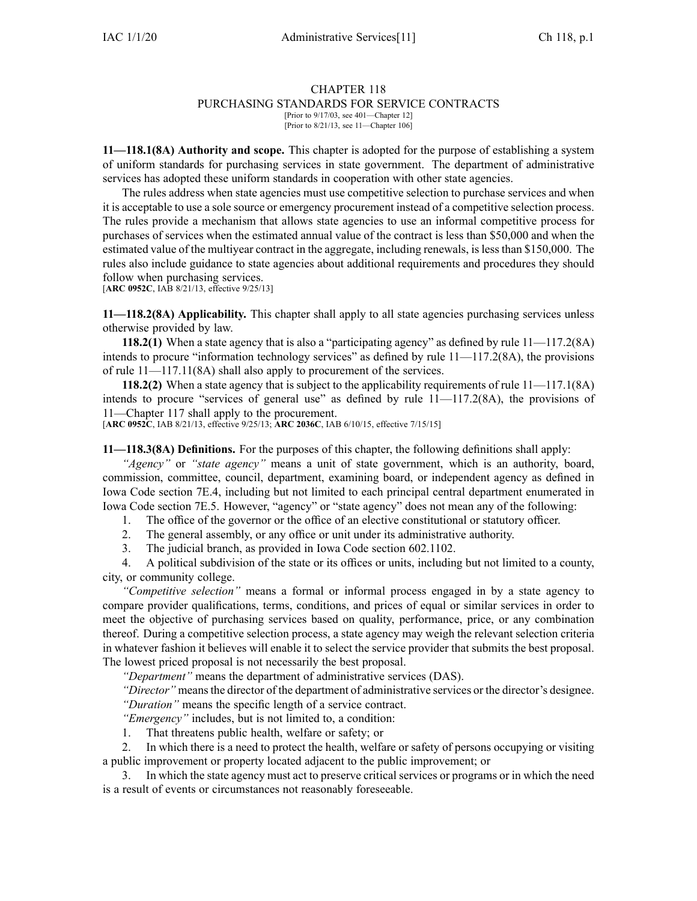# CHAPTER 118
## PURCHASING STANDARDS FOR SERVICE CONTRACTS

[Prior to 9/17/03, see 401—Chapter 12]
[Prior to 8/21/13, see 11—Chapter 106]

**11—118.1(8A) Authority and scope.** This chapter is adopted for the purpose of establishing a system of uniform standards for purchasing services in state government. The department of administrative services has adopted these uniform standards in cooperation with other state agencies.

The rules address when state agencies must use competitive selection to purchase services and when it is acceptable to use a sole source or emergency procurement instead of a competitive selection process. The rules provide a mechanism that allows state agencies to use an informal competitive process for purchases of services when the estimated annual value of the contract is less than $50,000 and when the estimated value of the multiyear contract in the aggregate, including renewals, is less than $150,000. The rules also include guidance to state agencies about additional requirements and procedures they should follow when purchasing services.

[**ARC 0952C**, IAB 8/21/13, effective 9/25/13]

**11—118.2(8A) Applicability.** This chapter shall apply to all state agencies purchasing services unless otherwise provided by law.

**118.2(1)** When a state agency that is also a "participating agency" as defined by rule 11—117.2(8A) intends to procure "information technology services" as defined by rule 11—117.2(8A), the provisions of rule 11—117.11(8A) shall also apply to procurement of the services.

**118.2(2)** When a state agency that is subject to the applicability requirements of rule 11—117.1(8A) intends to procure "services of general use" as defined by rule 11—117.2(8A), the provisions of 11—Chapter 117 shall apply to the procurement.

[**ARC 0952C**, IAB 8/21/13, effective 9/25/13; **ARC 2036C**, IAB 6/10/15, effective 7/15/15]

**11—118.3(8A) Definitions.** For the purposes of this chapter, the following definitions shall apply:

*"Agency"* or *"state agency"* means a unit of state government, which is an authority, board, commission, committee, council, department, examining board, or independent agency as defined in Iowa Code section 7E.4, including but not limited to each principal central department enumerated in Iowa Code section 7E.5. However, "agency" or "state agency" does not mean any of the following:

1. The office of the governor or the office of an elective constitutional or statutory officer.
2. The general assembly, or any office or unit under its administrative authority.
3. The judicial branch, as provided in Iowa Code section 602.1102.
4. A political subdivision of the state or its offices or units, including but not limited to a county, city, or community college.

*"Competitive selection"* means a formal or informal process engaged in by a state agency to compare provider qualifications, terms, conditions, and prices of equal or similar services in order to meet the objective of purchasing services based on quality, performance, price, or any combination thereof. During a competitive selection process, a state agency may weigh the relevant selection criteria in whatever fashion it believes will enable it to select the service provider that submits the best proposal. The lowest priced proposal is not necessarily the best proposal.

*"Department"* means the department of administrative services (DAS).

*"Director"* means the director of the department of administrative services or the director's designee.

*"Duration"* means the specific length of a service contract.

*"Emergency"* includes, but is not limited to, a condition:

1. That threatens public health, welfare or safety; or
2. In which there is a need to protect the health, welfare or safety of persons occupying or visiting a public improvement or property located adjacent to the public improvement; or
3. In which the state agency must act to preserve critical services or programs or in which the need is a result of events or circumstances not reasonably foreseeable.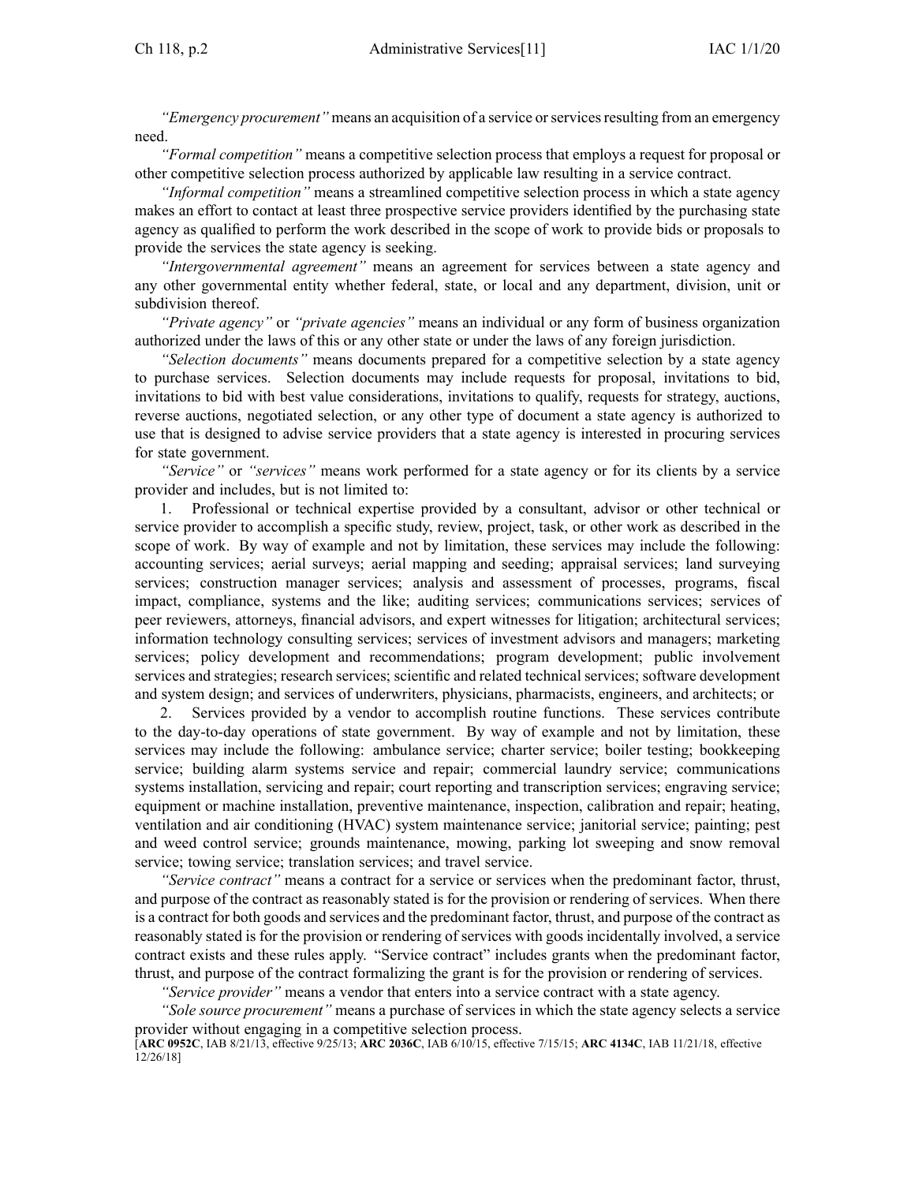*"Emergency procurement"* means an acquisition of a service or services resulting from an emergency need.

*"Formal competition"* means a competitive selection process that employs a request for proposal or other competitive selection process authorized by applicable law resulting in a service contract.

*"Informal competition"* means a streamlined competitive selection process in which a state agency makes an effort to contact at least three prospective service providers identified by the purchasing state agency as qualified to perform the work described in the scope of work to provide bids or proposals to provide the services the state agency is seeking.

*"Intergovernmental agreement"* means an agreement for services between a state agency and any other governmental entity whether federal, state, or local and any department, division, unit or subdivision thereof.

*"Private agency"* or *"private agencies"* means an individual or any form of business organization authorized under the laws of this or any other state or under the laws of any foreign jurisdiction.

*"Selection documents"* means documents prepared for a competitive selection by a state agency to purchase services. Selection documents may include requests for proposal, invitations to bid, invitations to bid with best value considerations, invitations to qualify, requests for strategy, auctions, reverse auctions, negotiated selection, or any other type of document a state agency is authorized to use that is designed to advise service providers that a state agency is interested in procuring services for state government.

*"Service"* or *"services"* means work performed for a state agency or for its clients by a service provider and includes, but is not limited to:

1. Professional or technical expertise provided by a consultant, advisor or other technical or service provider to accomplish a specific study, review, project, task, or other work as described in the scope of work. By way of example and not by limitation, these services may include the following: accounting services; aerial surveys; aerial mapping and seeding; appraisal services; land surveying services; construction manager services; analysis and assessment of processes, programs, fiscal impact, compliance, systems and the like; auditing services; communications services; services of peer reviewers, attorneys, financial advisors, and expert witnesses for litigation; architectural services; information technology consulting services; services of investment advisors and managers; marketing services; policy development and recommendations; program development; public involvement services and strategies; research services; scientific and related technical services; software development and system design; and services of underwriters, physicians, pharmacists, engineers, and architects; or

2. Services provided by a vendor to accomplish routine functions. These services contribute to the day-to-day operations of state government. By way of example and not by limitation, these services may include the following: ambulance service; charter service; boiler testing; bookkeeping service; building alarm systems service and repair; commercial laundry service; communications systems installation, servicing and repair; court reporting and transcription services; engraving service; equipment or machine installation, preventive maintenance, inspection, calibration and repair; heating, ventilation and air conditioning (HVAC) system maintenance service; janitorial service; painting; pest and weed control service; grounds maintenance, mowing, parking lot sweeping and snow removal service; towing service; translation services; and travel service.

*"Service contract"* means a contract for a service or services when the predominant factor, thrust, and purpose of the contract as reasonably stated is for the provision or rendering of services. When there is a contract for both goods and services and the predominant factor, thrust, and purpose of the contract as reasonably stated is for the provision or rendering of services with goods incidentally involved, a service contract exists and these rules apply. "Service contract" includes grants when the predominant factor, thrust, and purpose of the contract formalizing the grant is for the provision or rendering of services.

*"Service provider"* means a vendor that enters into a service contract with a state agency.

*"Sole source procurement"* means a purchase of services in which the state agency selects a service provider without engaging in a competitive selection process.

[**ARC 0952C**, IAB 8/21/13, effective 9/25/13; **ARC 2036C**, IAB 6/10/15, effective 7/15/15; **ARC 4134C**, IAB 11/21/18, effective 12/26/18]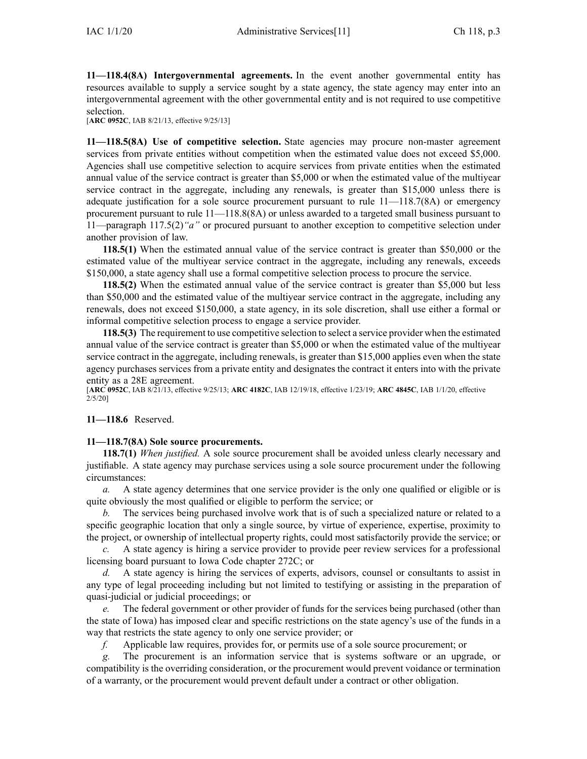**11—118.4(8A) Intergovernmental agreements.** In the event another governmental entity has resources available to supply a service sought by a state agency, the state agency may enter into an intergovernmental agreement with the other governmental entity and is not required to use competitive selection.

[**ARC 0952C**, IAB 8/21/13, effective 9/25/13]

**11—118.5(8A) Use of competitive selection.** State agencies may procure non-master agreement services from private entities without competition when the estimated value does not exceed $5,000. Agencies shall use competitive selection to acquire services from private entities when the estimated annual value of the service contract is greater than $5,000 or when the estimated value of the multiyear service contract in the aggregate, including any renewals, is greater than $15,000 unless there is adequate justification for a sole source procurement pursuant to rule 11—118.7(8A) or emergency procurement pursuant to rule 11—118.8(8A) or unless awarded to a targeted small business pursuant to 11—paragraph 117.5(2)*"a"* or procured pursuant to another exception to competitive selection under another provision of law.

**118.5(1)** When the estimated annual value of the service contract is greater than $50,000 or the estimated value of the multiyear service contract in the aggregate, including any renewals, exceeds $150,000, a state agency shall use a formal competitive selection process to procure the service.

**118.5(2)** When the estimated annual value of the service contract is greater than $5,000 but less than $50,000 and the estimated value of the multiyear service contract in the aggregate, including any renewals, does not exceed $150,000, a state agency, in its sole discretion, shall use either a formal or informal competitive selection process to engage a service provider.

**118.5(3)** The requirement to use competitive selection to select a service provider when the estimated annual value of the service contract is greater than $5,000 or when the estimated value of the multiyear service contract in the aggregate, including renewals, is greater than $15,000 applies even when the state agency purchases services from a private entity and designates the contract it enters into with the private entity as a 28E agreement.

[**ARC 0952C**, IAB 8/21/13, effective 9/25/13; **ARC 4182C**, IAB 12/19/18, effective 1/23/19; **ARC 4845C**, IAB 1/1/20, effective 2/5/20]

**11—118.6** Reserved.

**11—118.7(8A) Sole source procurements.**

**118.7(1)** *When justified.* A sole source procurement shall be avoided unless clearly necessary and justifiable. A state agency may purchase services using a sole source procurement under the following circumstances:

*a.* A state agency determines that one service provider is the only one qualified or eligible or is quite obviously the most qualified or eligible to perform the service; or

*b.* The services being purchased involve work that is of such a specialized nature or related to a specific geographic location that only a single source, by virtue of experience, expertise, proximity to the project, or ownership of intellectual property rights, could most satisfactorily provide the service; or

*c.* A state agency is hiring a service provider to provide peer review services for a professional licensing board pursuant to Iowa Code chapter 272C; or

*d.* A state agency is hiring the services of experts, advisors, counsel or consultants to assist in any type of legal proceeding including but not limited to testifying or assisting in the preparation of quasi-judicial or judicial proceedings; or

*e.* The federal government or other provider of funds for the services being purchased (other than the state of Iowa) has imposed clear and specific restrictions on the state agency's use of the funds in a way that restricts the state agency to only one service provider; or

*f.* Applicable law requires, provides for, or permits use of a sole source procurement; or

*g.* The procurement is an information service that is systems software or an upgrade, or compatibility is the overriding consideration, or the procurement would prevent voidance or termination of a warranty, or the procurement would prevent default under a contract or other obligation.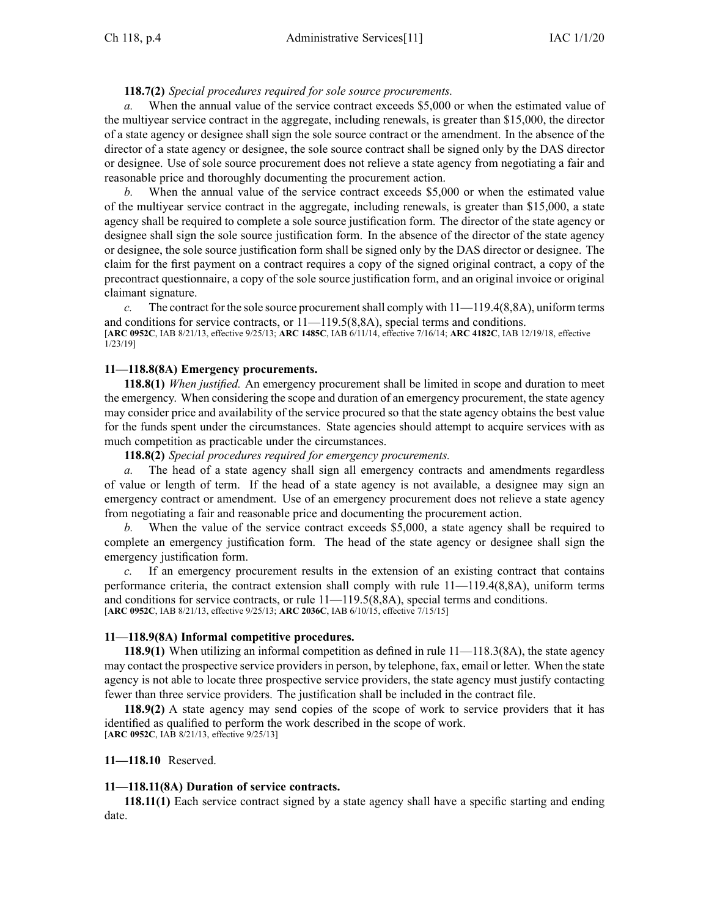**118.7(2)** *Special procedures required for sole source procurements.*

*a.* When the annual value of the service contract exceeds $5,000 or when the estimated value of the multiyear service contract in the aggregate, including renewals, is greater than $15,000, the director of a state agency or designee shall sign the sole source contract or the amendment. In the absence of the director of a state agency or designee, the sole source contract shall be signed only by the DAS director or designee. Use of sole source procurement does not relieve a state agency from negotiating a fair and reasonable price and thoroughly documenting the procurement action.

*b.* When the annual value of the service contract exceeds $5,000 or when the estimated value of the multiyear service contract in the aggregate, including renewals, is greater than $15,000, a state agency shall be required to complete a sole source justification form. The director of the state agency or designee shall sign the sole source justification form. In the absence of the director of the state agency or designee, the sole source justification form shall be signed only by the DAS director or designee. The claim for the first payment on a contract requires a copy of the signed original contract, a copy of the precontract questionnaire, a copy of the sole source justification form, and an original invoice or original claimant signature.

*c.* The contract for the sole source procurement shall comply with 11—119.4(8,8A), uniform terms and conditions for service contracts, or 11—119.5(8,8A), special terms and conditions.

[**ARC 0952C**, IAB 8/21/13, effective 9/25/13; **ARC 1485C**, IAB 6/11/14, effective 7/16/14; **ARC 4182C**, IAB 12/19/18, effective 1/23/19]

**11—118.8(8A) Emergency procurements.**

**118.8(1)** *When justified.* An emergency procurement shall be limited in scope and duration to meet the emergency. When considering the scope and duration of an emergency procurement, the state agency may consider price and availability of the service procured so that the state agency obtains the best value for the funds spent under the circumstances. State agencies should attempt to acquire services with as much competition as practicable under the circumstances.

**118.8(2)** *Special procedures required for emergency procurements.*

*a.* The head of a state agency shall sign all emergency contracts and amendments regardless of value or length of term. If the head of a state agency is not available, a designee may sign an emergency contract or amendment. Use of an emergency procurement does not relieve a state agency from negotiating a fair and reasonable price and documenting the procurement action.

*b.* When the value of the service contract exceeds $5,000, a state agency shall be required to complete an emergency justification form. The head of the state agency or designee shall sign the emergency justification form.

*c.* If an emergency procurement results in the extension of an existing contract that contains performance criteria, the contract extension shall comply with rule 11—119.4(8,8A), uniform terms and conditions for service contracts, or rule 11—119.5(8,8A), special terms and conditions.

[**ARC 0952C**, IAB 8/21/13, effective 9/25/13; **ARC 2036C**, IAB 6/10/15, effective 7/15/15]

**11—118.9(8A) Informal competitive procedures.**

**118.9(1)** When utilizing an informal competition as defined in rule 11—118.3(8A), the state agency may contact the prospective service providers in person, by telephone, fax, email or letter. When the state agency is not able to locate three prospective service providers, the state agency must justify contacting fewer than three service providers. The justification shall be included in the contract file.

**118.9(2)** A state agency may send copies of the scope of work to service providers that it has identified as qualified to perform the work described in the scope of work.

[**ARC 0952C**, IAB 8/21/13, effective 9/25/13]

**11—118.10** Reserved.

**11—118.11(8A) Duration of service contracts.**

**118.11(1)** Each service contract signed by a state agency shall have a specific starting and ending date.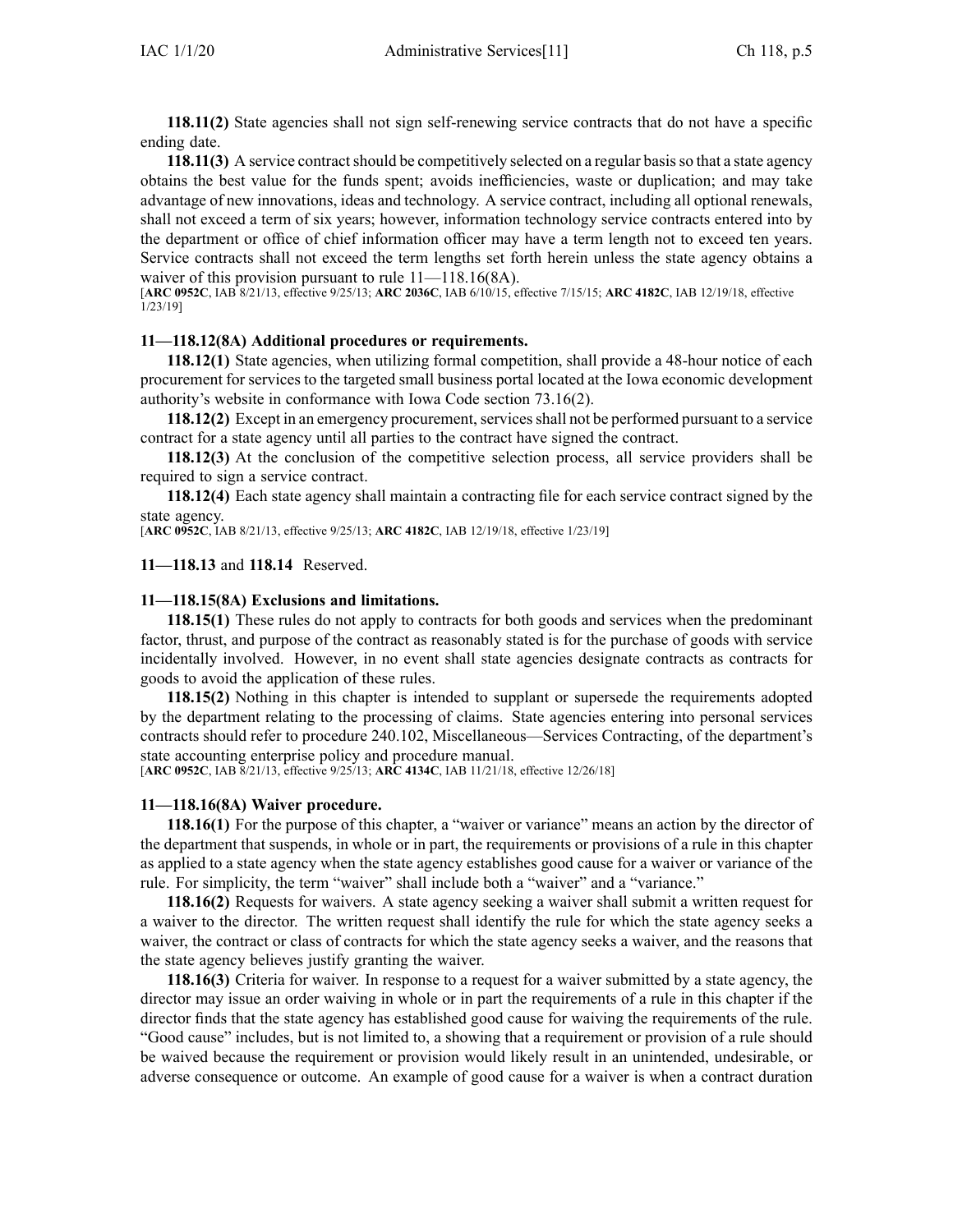**118.11(2)** State agencies shall not sign self-renewing service contracts that do not have a specific ending date.

**118.11(3)** A service contract should be competitively selected on a regular basis so that a state agency obtains the best value for the funds spent; avoids inefficiencies, waste or duplication; and may take advantage of new innovations, ideas and technology. A service contract, including all optional renewals, shall not exceed a term of six years; however, information technology service contracts entered into by the department or office of chief information officer may have a term length not to exceed ten years. Service contracts shall not exceed the term lengths set forth herein unless the state agency obtains a waiver of this provision pursuant to rule 11—118.16(8A).

[**ARC 0952C**, IAB 8/21/13, effective 9/25/13; **ARC 2036C**, IAB 6/10/15, effective 7/15/15; **ARC 4182C**, IAB 12/19/18, effective 1/23/19]

### 11—118.12(8A) Additional procedures or requirements.

**118.12(1)** State agencies, when utilizing formal competition, shall provide a 48-hour notice of each procurement for services to the targeted small business portal located at the Iowa economic development authority's website in conformance with Iowa Code section 73.16(2).

**118.12(2)** Except in an emergency procurement, services shall not be performed pursuant to a service contract for a state agency until all parties to the contract have signed the contract.

**118.12(3)** At the conclusion of the competitive selection process, all service providers shall be required to sign a service contract.

**118.12(4)** Each state agency shall maintain a contracting file for each service contract signed by the state agency.

[**ARC 0952C**, IAB 8/21/13, effective 9/25/13; **ARC 4182C**, IAB 12/19/18, effective 1/23/19]

### 11—118.13 and 118.14 Reserved.

### 11—118.15(8A) Exclusions and limitations.

**118.15(1)** These rules do not apply to contracts for both goods and services when the predominant factor, thrust, and purpose of the contract as reasonably stated is for the purchase of goods with service incidentally involved. However, in no event shall state agencies designate contracts as contracts for goods to avoid the application of these rules.

**118.15(2)** Nothing in this chapter is intended to supplant or supersede the requirements adopted by the department relating to the processing of claims. State agencies entering into personal services contracts should refer to procedure 240.102, Miscellaneous—Services Contracting, of the department's state accounting enterprise policy and procedure manual.

[**ARC 0952C**, IAB 8/21/13, effective 9/25/13; **ARC 4134C**, IAB 11/21/18, effective 12/26/18]

### 11—118.16(8A) Waiver procedure.

**118.16(1)** For the purpose of this chapter, a "waiver or variance" means an action by the director of the department that suspends, in whole or in part, the requirements or provisions of a rule in this chapter as applied to a state agency when the state agency establishes good cause for a waiver or variance of the rule. For simplicity, the term "waiver" shall include both a "waiver" and a "variance."

**118.16(2)** Requests for waivers. A state agency seeking a waiver shall submit a written request for a waiver to the director. The written request shall identify the rule for which the state agency seeks a waiver, the contract or class of contracts for which the state agency seeks a waiver, and the reasons that the state agency believes justify granting the waiver.

**118.16(3)** Criteria for waiver. In response to a request for a waiver submitted by a state agency, the director may issue an order waiving in whole or in part the requirements of a rule in this chapter if the director finds that the state agency has established good cause for waiving the requirements of the rule. "Good cause" includes, but is not limited to, a showing that a requirement or provision of a rule should be waived because the requirement or provision would likely result in an unintended, undesirable, or adverse consequence or outcome. An example of good cause for a waiver is when a contract duration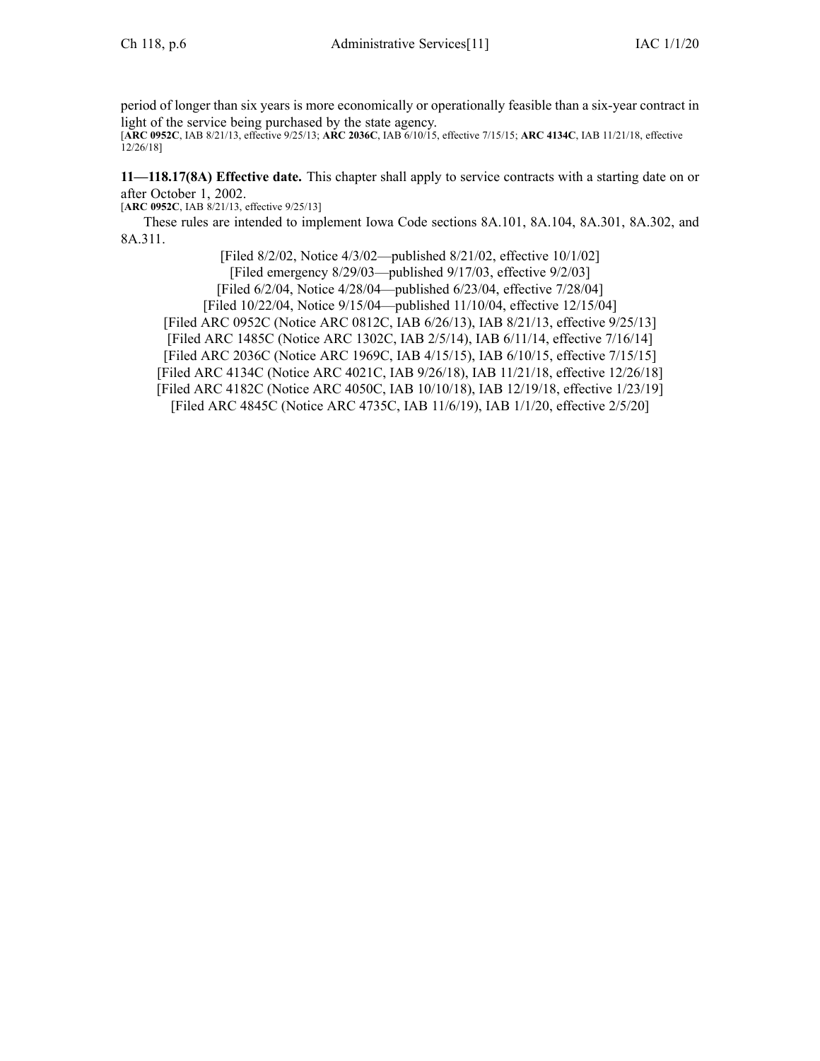period of longer than six years is more economically or operationally feasible than a six-year contract in light of the service being purchased by the state agency.

[**ARC 0952C**, IAB 8/21/13, effective 9/25/13; **ARC 2036C**, IAB 6/10/15, effective 7/15/15; **ARC 4134C**, IAB 11/21/18, effective 12/26/18]

**11—118.17(8A) Effective date.** This chapter shall apply to service contracts with a starting date on or after October 1, 2002.

[**ARC 0952C**, IAB 8/21/13, effective 9/25/13]

These rules are intended to implement Iowa Code sections 8A.101, 8A.104, 8A.301, 8A.302, and 8A.311.

[Filed 8/2/02, Notice 4/3/02—published 8/21/02, effective 10/1/02]
[Filed emergency 8/29/03—published 9/17/03, effective 9/2/03]
[Filed 6/2/04, Notice 4/28/04—published 6/23/04, effective 7/28/04]
[Filed 10/22/04, Notice 9/15/04—published 11/10/04, effective 12/15/04]
[Filed ARC 0952C (Notice ARC 0812C, IAB 6/26/13), IAB 8/21/13, effective 9/25/13]
[Filed ARC 1485C (Notice ARC 1302C, IAB 2/5/14), IAB 6/11/14, effective 7/16/14]
[Filed ARC 2036C (Notice ARC 1969C, IAB 4/15/15), IAB 6/10/15, effective 7/15/15]
[Filed ARC 4134C (Notice ARC 4021C, IAB 9/26/18), IAB 11/21/18, effective 12/26/18]
[Filed ARC 4182C (Notice ARC 4050C, IAB 10/10/18), IAB 12/19/18, effective 1/23/19]
[Filed ARC 4845C (Notice ARC 4735C, IAB 11/6/19), IAB 1/1/20, effective 2/5/20]